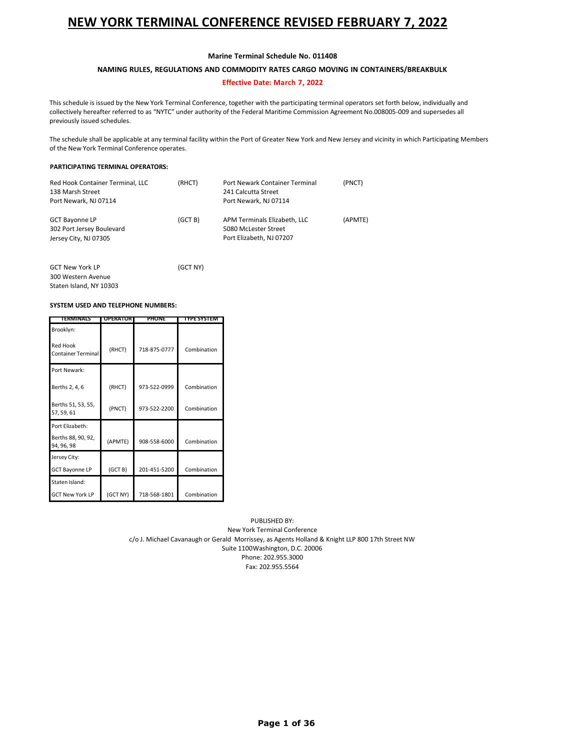# NEW YORK TERMINAL CONFERENCE REVISED FEBRUARY 7, 2022

**Marine Terminal Schedule No. 011408**

**NAMING RULES, REGULATIONS AND COMMODITY RATES CARGO MOVING IN CONTAINERS/BREAKBULK**

**Effective Date: March 7, 2022**

This schedule is issued by the New York Terminal Conference, together with the participating terminal operators set forth below, individually and collectively hereafter referred to as "NYTC" under authority of the Federal Maritime Commission Agreement No.008005-009 and supersedes all previously issued schedules.

The schedule shall be applicable at any terminal facility within the Port of Greater New York and New Jersey and vicinity in which Participating Members of the New York Terminal Conference operates.

**PARTICIPATING TERMINAL OPERATORS:**

Red Hook Container Terminal, LLC (RHCT)
138 Marsh Street
Port Newark, NJ 07114

Port Newark Container Terminal (PNCT)
241 Calcutta Street
Port Newark, NJ 07114

GCT Bayonne LP (GCT B)
302 Port Jersey Boulevard
Jersey City, NJ 07305

APM Terminals Elizabeth, LLC (APMTE)
5080 McLester Street
Port Elizabeth, NJ 07207

GCT New York LP (GCT NY)
300 Western Avenue
Staten Island, NY 10303

**SYSTEM USED AND TELEPHONE NUMBERS:**

| TERMINALS | OPERATOR | PHONE | TYPE SYSTEM |
|---|---|---|---|
| Brooklyn: | | | |
| Red Hook Container Terminal | (RHCT) | 718-875-0777 | Combination |
| Port Newark: | | | |
| Berths 2, 4, 6 | (RHCT) | 973-522-0999 | Combination |
| Berths 51, 53, 55, 57, 59, 61 | (PNCT) | 973-522-2200 | Combination |
| Port Elizabeth: | | | |
| Berths 88, 90, 92, 94, 96, 98 | (APMTE) | 908-558-6000 | Combination |
| Jersey City: | | | |
| GCT Bayonne LP | (GCT B) | 201-451-5200 | Combination |
| Staten Island: | | | |
| GCT New York LP | (GCT NY) | 718-568-1801 | Combination |

PUBLISHED BY:
New York Terminal Conference
c/o J. Michael Cavanaugh or Gerald Morrissey, as Agents Holland & Knight LLP 800 17th Street NW
Suite 1100Washington, D.C. 20006
Phone: 202.955.3000
Fax: 202.955.5564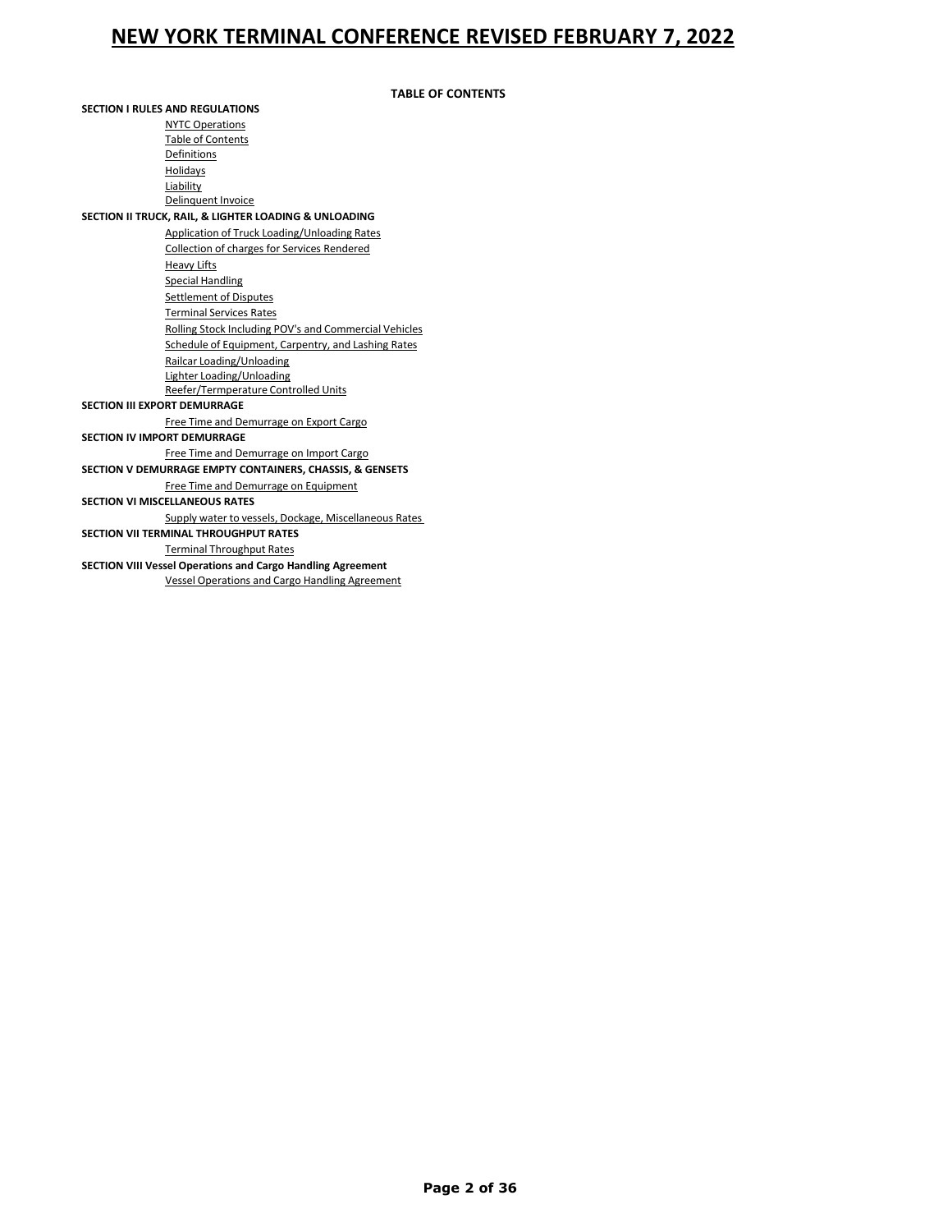**TABLE OF CONTENTS**

**SECTION I RULES AND REGULATIONS**

- NYTC Operations
- Table of Contents
- Definitions
- Holidays
- Liability
- Delinquent Invoice

**SECTION II TRUCK, RAIL, & LIGHTER LOADING & UNLOADING**

- Application of Truck Loading/Unloading Rates
- Collection of charges for Services Rendered
- Heavy Lifts
- Special Handling
- Settlement of Disputes
- Terminal Services Rates
- Rolling Stock Including POV's and Commercial Vehicles
- Schedule of Equipment, Carpentry, and Lashing Rates
- Railcar Loading/Unloading
- Lighter Loading/Unloading
- Reefer/Termperature Controlled Units

**SECTION III EXPORT DEMURRAGE**

- Free Time and Demurrage on Export Cargo

**SECTION IV IMPORT DEMURRAGE**

- Free Time and Demurrage on Import Cargo

**SECTION V DEMURRAGE EMPTY CONTAINERS, CHASSIS, & GENSETS**

- Free Time and Demurrage on Equipment

**SECTION VI MISCELLANEOUS RATES**

- Supply water to vessels, Dockage, Miscellaneous Rates

**SECTION VII TERMINAL THROUGHPUT RATES**

- Terminal Throughput Rates

**SECTION VIII Vessel Operations and Cargo Handling Agreement**

- Vessel Operations and Cargo Handling Agreement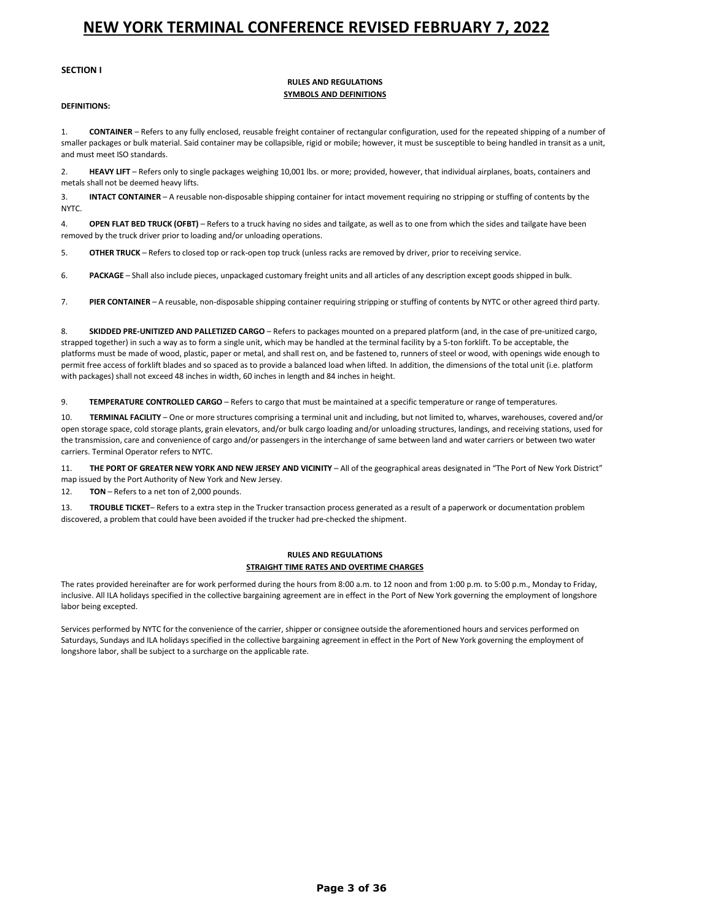**SECTION I**

**RULES AND REGULATIONS**

**SYMBOLS AND DEFINITIONS**

**DEFINITIONS:**

1. **CONTAINER** – Refers to any fully enclosed, reusable freight container of rectangular configuration, used for the repeated shipping of a number of smaller packages or bulk material. Said container may be collapsible, rigid or mobile; however, it must be susceptible to being handled in transit as a unit, and must meet ISO standards.

2. **HEAVY LIFT** – Refers only to single packages weighing 10,001 lbs. or more; provided, however, that individual airplanes, boats, containers and metals shall not be deemed heavy lifts.

3. **INTACT CONTAINER** – A reusable non-disposable shipping container for intact movement requiring no stripping or stuffing of contents by the NYTC.

4. **OPEN FLAT BED TRUCK (OFBT)** – Refers to a truck having no sides and tailgate, as well as to one from which the sides and tailgate have been removed by the truck driver prior to loading and/or unloading operations.

5. **OTHER TRUCK** – Refers to closed top or rack-open top truck (unless racks are removed by driver, prior to receiving service.

6. **PACKAGE** – Shall also include pieces, unpackaged customary freight units and all articles of any description except goods shipped in bulk.

7. **PIER CONTAINER** – A reusable, non-disposable shipping container requiring stripping or stuffing of contents by NYTC or other agreed third party.

8. **SKIDDED PRE-UNITIZED AND PALLETIZED CARGO** – Refers to packages mounted on a prepared platform (and, in the case of pre-unitized cargo, strapped together) in such a way as to form a single unit, which may be handled at the terminal facility by a 5-ton forklift. To be acceptable, the platforms must be made of wood, plastic, paper or metal, and shall rest on, and be fastened to, runners of steel or wood, with openings wide enough to permit free access of forklift blades and so spaced as to provide a balanced load when lifted. In addition, the dimensions of the total unit (i.e. platform with packages) shall not exceed 48 inches in width, 60 inches in length and 84 inches in height.

9. **TEMPERATURE CONTROLLED CARGO** – Refers to cargo that must be maintained at a specific temperature or range of temperatures.

10. **TERMINAL FACILITY** – One or more structures comprising a terminal unit and including, but not limited to, wharves, warehouses, covered and/or open storage space, cold storage plants, grain elevators, and/or bulk cargo loading and/or unloading structures, landings, and receiving stations, used for the transmission, care and convenience of cargo and/or passengers in the interchange of same between land and water carriers or between two water carriers. Terminal Operator refers to NYTC.

11. **THE PORT OF GREATER NEW YORK AND NEW JERSEY AND VICINITY** – All of the geographical areas designated in "The Port of New York District" map issued by the Port Authority of New York and New Jersey.

12. **TON** – Refers to a net ton of 2,000 pounds.

13. **TROUBLE TICKET**– Refers to a extra step in the Trucker transaction process generated as a result of a paperwork or documentation problem discovered, a problem that could have been avoided if the trucker had pre-checked the shipment.

**RULES AND REGULATIONS**

**STRAIGHT TIME RATES AND OVERTIME CHARGES**

The rates provided hereinafter are for work performed during the hours from 8:00 a.m. to 12 noon and from 1:00 p.m. to 5:00 p.m., Monday to Friday, inclusive. All ILA holidays specified in the collective bargaining agreement are in effect in the Port of New York governing the employment of longshore labor being excepted.

Services performed by NYTC for the convenience of the carrier, shipper or consignee outside the aforementioned hours and services performed on Saturdays, Sundays and ILA holidays specified in the collective bargaining agreement in effect in the Port of New York governing the employment of longshore labor, shall be subject to a surcharge on the applicable rate.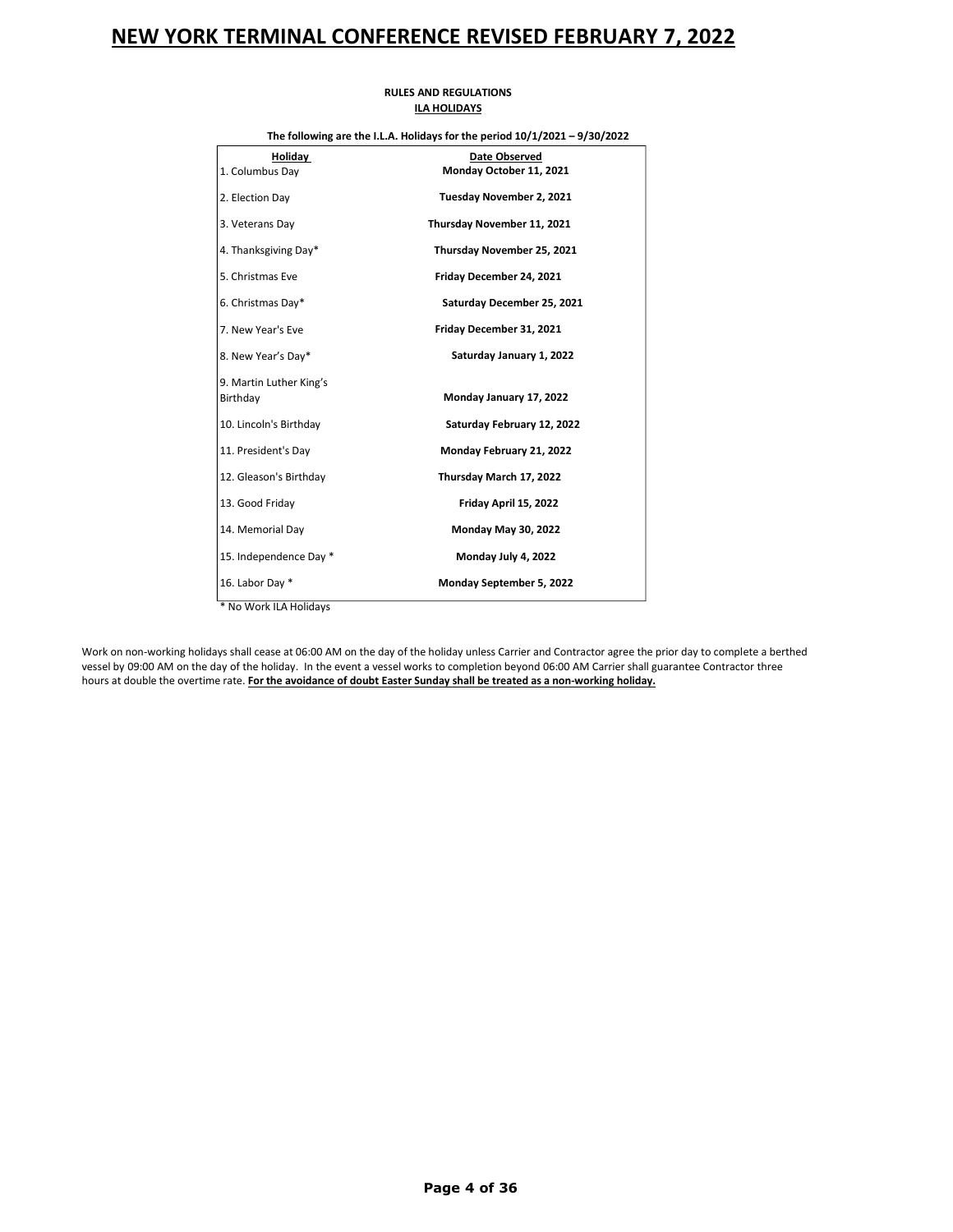**RULES AND REGULATIONS**

**ILA HOLIDAYS**

**The following are the I.L.A. Holidays for the period 10/1/2021 – 9/30/2022**

| Holiday | Date Observed |
|---|---|
| 1. Columbus Day | **Monday October 11, 2021** |
| 2. Election Day | **Tuesday November 2, 2021** |
| 3. Veterans Day | **Thursday November 11, 2021** |
| 4. Thanksgiving Day* | **Thursday November 25, 2021** |
| 5. Christmas Eve | **Friday December 24, 2021** |
| 6. Christmas Day* | **Saturday December 25, 2021** |
| 7. New Year's Eve | **Friday December 31, 2021** |
| 8. New Year's Day* | **Saturday January 1, 2022** |
| 9. Martin Luther King's Birthday | **Monday January 17, 2022** |
| 10. Lincoln's Birthday | **Saturday February 12, 2022** |
| 11. President's Day | **Monday February 21, 2022** |
| 12. Gleason's Birthday | **Thursday March 17, 2022** |
| 13. Good Friday | **Friday April 15, 2022** |
| 14. Memorial Day | **Monday May 30, 2022** |
| 15. Independence Day * | **Monday July 4, 2022** |
| 16. Labor Day * | **Monday September 5, 2022** |

* No Work ILA Holidays

Work on non-working holidays shall cease at 06:00 AM on the day of the holiday unless Carrier and Contractor agree the prior day to complete a berthed vessel by 09:00 AM on the day of the holiday. In the event a vessel works to completion beyond 06:00 AM Carrier shall guarantee Contractor three hours at double the overtime rate. **For the avoidance of doubt Easter Sunday shall be treated as a non-working holiday.**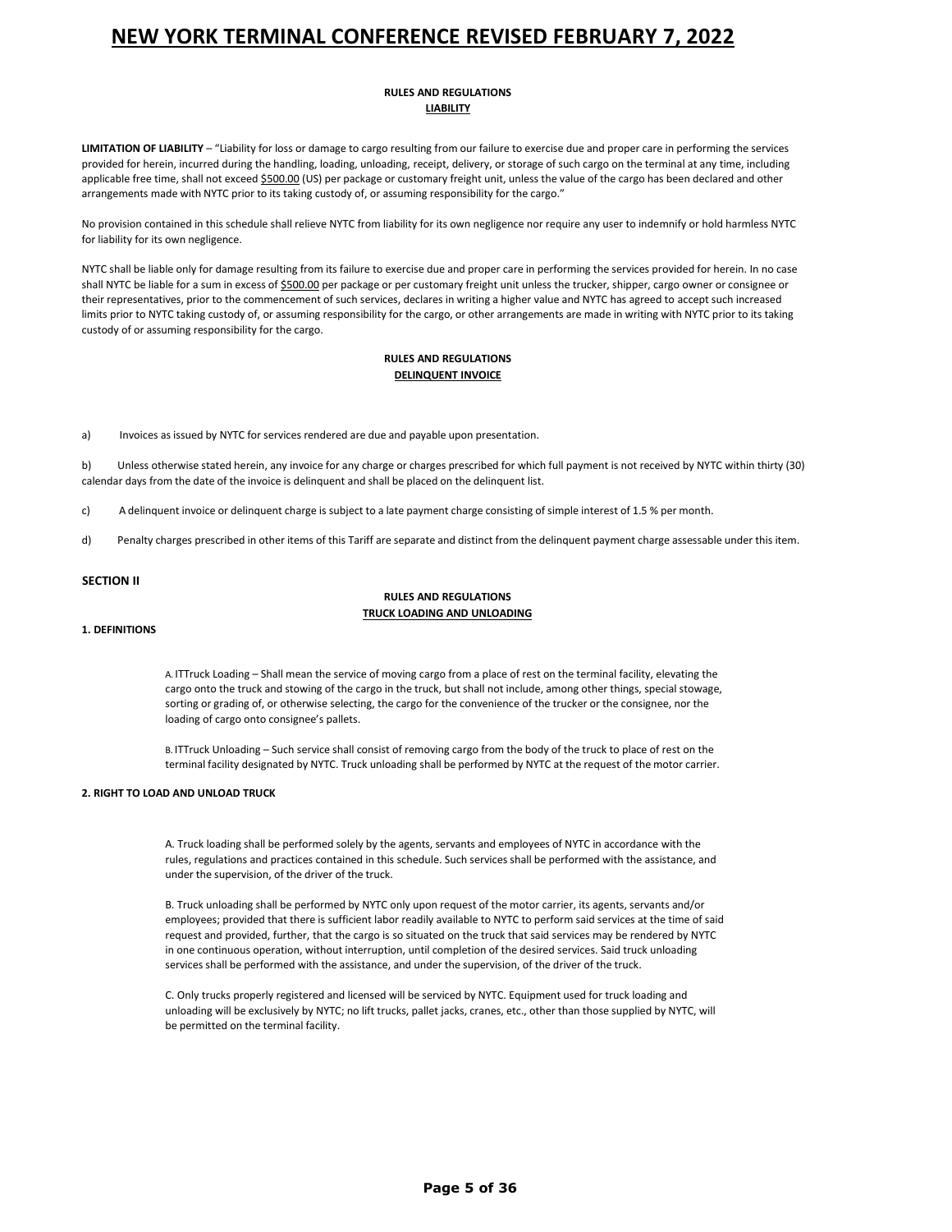**RULES AND REGULATIONS**
**LIABILITY**

**LIMITATION OF LIABILITY** – "Liability for loss or damage to cargo resulting from our failure to exercise due and proper care in performing the services provided for herein, incurred during the handling, loading, unloading, receipt, delivery, or storage of such cargo on the terminal at any time, including applicable free time, shall not exceed $500.00 (US) per package or customary freight unit, unless the value of the cargo has been declared and other arrangements made with NYTC prior to its taking custody of, or assuming responsibility for the cargo."

No provision contained in this schedule shall relieve NYTC from liability for its own negligence nor require any user to indemnify or hold harmless NYTC for liability for its own negligence.

NYTC shall be liable only for damage resulting from its failure to exercise due and proper care in performing the services provided for herein. In no case shall NYTC be liable for a sum in excess of $500.00 per package or per customary freight unit unless the trucker, shipper, cargo owner or consignee or their representatives, prior to the commencement of such services, declares in writing a higher value and NYTC has agreed to accept such increased limits prior to NYTC taking custody of, or assuming responsibility for the cargo, or other arrangements are made in writing with NYTC prior to its taking custody of or assuming responsibility for the cargo.

**RULES AND REGULATIONS**
**DELINQUENT INVOICE**

a) Invoices as issued by NYTC for services rendered are due and payable upon presentation.

b) Unless otherwise stated herein, any invoice for any charge or charges prescribed for which full payment is not received by NYTC within thirty (30) calendar days from the date of the invoice is delinquent and shall be placed on the delinquent list.

c) A delinquent invoice or delinquent charge is subject to a late payment charge consisting of simple interest of 1.5 % per month.

d) Penalty charges prescribed in other items of this Tariff are separate and distinct from the delinquent payment charge assessable under this item.

## SECTION II

**RULES AND REGULATIONS**
**TRUCK LOADING AND UNLOADING**

**1. DEFINITIONS**

A. ITTruck Loading – Shall mean the service of moving cargo from a place of rest on the terminal facility, elevating the cargo onto the truck and stowing of the cargo in the truck, but shall not include, among other things, special stowage, sorting or grading of, or otherwise selecting, the cargo for the convenience of the trucker or the consignee, nor the loading of cargo onto consignee's pallets.

B. ITTruck Unloading – Such service shall consist of removing cargo from the body of the truck to place of rest on the terminal facility designated by NYTC. Truck unloading shall be performed by NYTC at the request of the motor carrier.

**2. RIGHT TO LOAD AND UNLOAD TRUCK**

A. Truck loading shall be performed solely by the agents, servants and employees of NYTC in accordance with the rules, regulations and practices contained in this schedule. Such services shall be performed with the assistance, and under the supervision, of the driver of the truck.

B. Truck unloading shall be performed by NYTC only upon request of the motor carrier, its agents, servants and/or employees; provided that there is sufficient labor readily available to NYTC to perform said services at the time of said request and provided, further, that the cargo is so situated on the truck that said services may be rendered by NYTC in one continuous operation, without interruption, until completion of the desired services. Said truck unloading services shall be performed with the assistance, and under the supervision, of the driver of the truck.

C. Only trucks properly registered and licensed will be serviced by NYTC. Equipment used for truck loading and unloading will be exclusively by NYTC; no lift trucks, pallet jacks, cranes, etc., other than those supplied by NYTC, will be permitted on the terminal facility.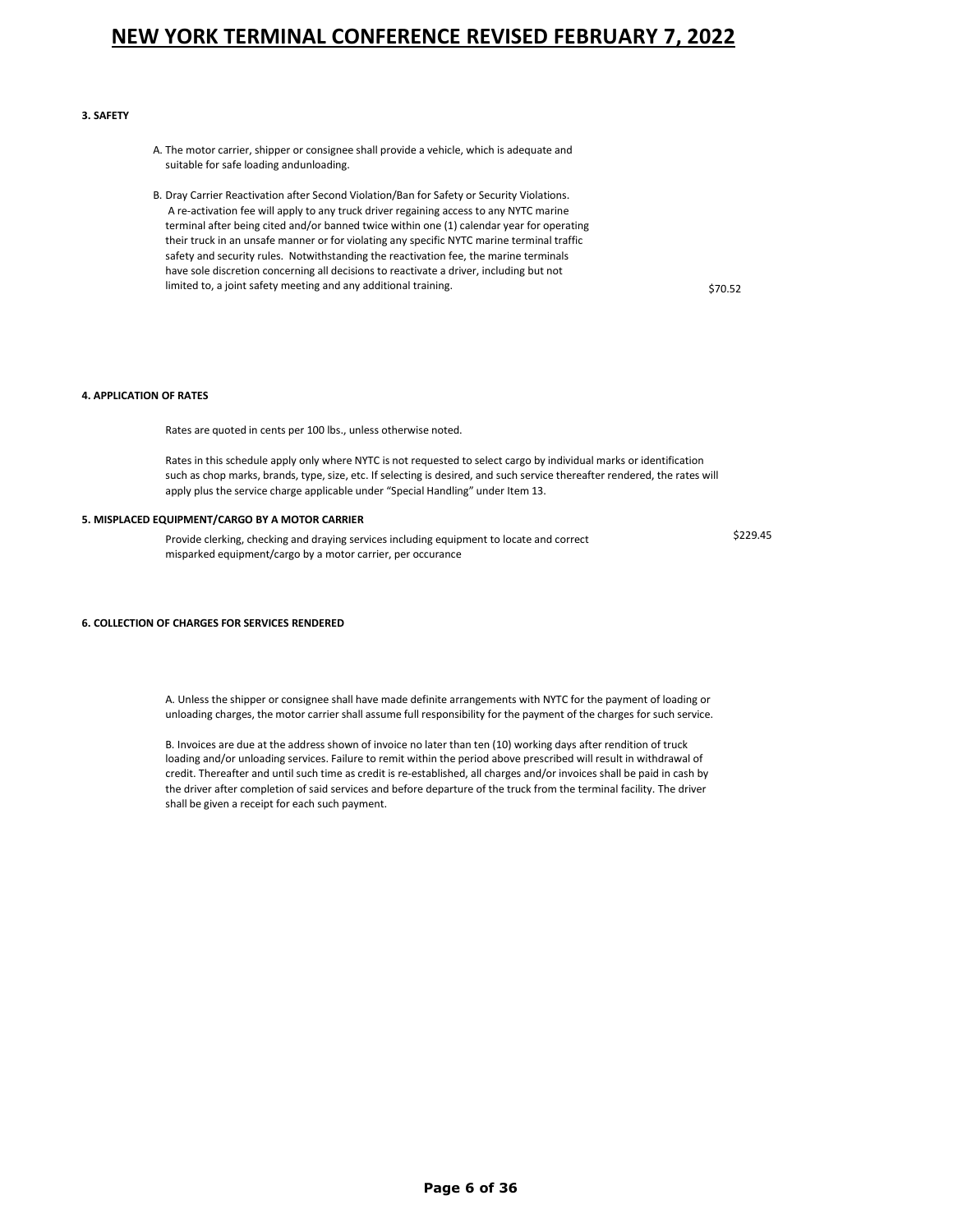### 3. SAFETY

A. The motor carrier, shipper or consignee shall provide a vehicle, which is adequate and suitable for safe loading andunloading.

B. Dray Carrier Reactivation after Second Violation/Ban for Safety or Security Violations. A re-activation fee will apply to any truck driver regaining access to any NYTC marine terminal after being cited and/or banned twice within one (1) calendar year for operating their truck in an unsafe manner or for violating any specific NYTC marine terminal traffic safety and security rules. Notwithstanding the reactivation fee, the marine terminals have sole discretion concerning all decisions to reactivate a driver, including but not limited to, a joint safety meeting and any additional training. — $70.52

### 4. APPLICATION OF RATES

Rates are quoted in cents per 100 lbs., unless otherwise noted.

Rates in this schedule apply only where NYTC is not requested to select cargo by individual marks or identification such as chop marks, brands, type, size, etc. If selecting is desired, and such service thereafter rendered, the rates will apply plus the service charge applicable under "Special Handling" under Item 13.

### 5. MISPLACED EQUIPMENT/CARGO BY A MOTOR CARRIER

Provide clerking, checking and draying services including equipment to locate and correct misparked equipment/cargo by a motor carrier, per occurance — $229.45

### 6. COLLECTION OF CHARGES FOR SERVICES RENDERED

A. Unless the shipper or consignee shall have made definite arrangements with NYTC for the payment of loading or unloading charges, the motor carrier shall assume full responsibility for the payment of the charges for such service.

B. Invoices are due at the address shown of invoice no later than ten (10) working days after rendition of truck loading and/or unloading services. Failure to remit within the period above prescribed will result in withdrawal of credit. Thereafter and until such time as credit is re-established, all charges and/or invoices shall be paid in cash by the driver after completion of said services and before departure of the truck from the terminal facility. The driver shall be given a receipt for each such payment.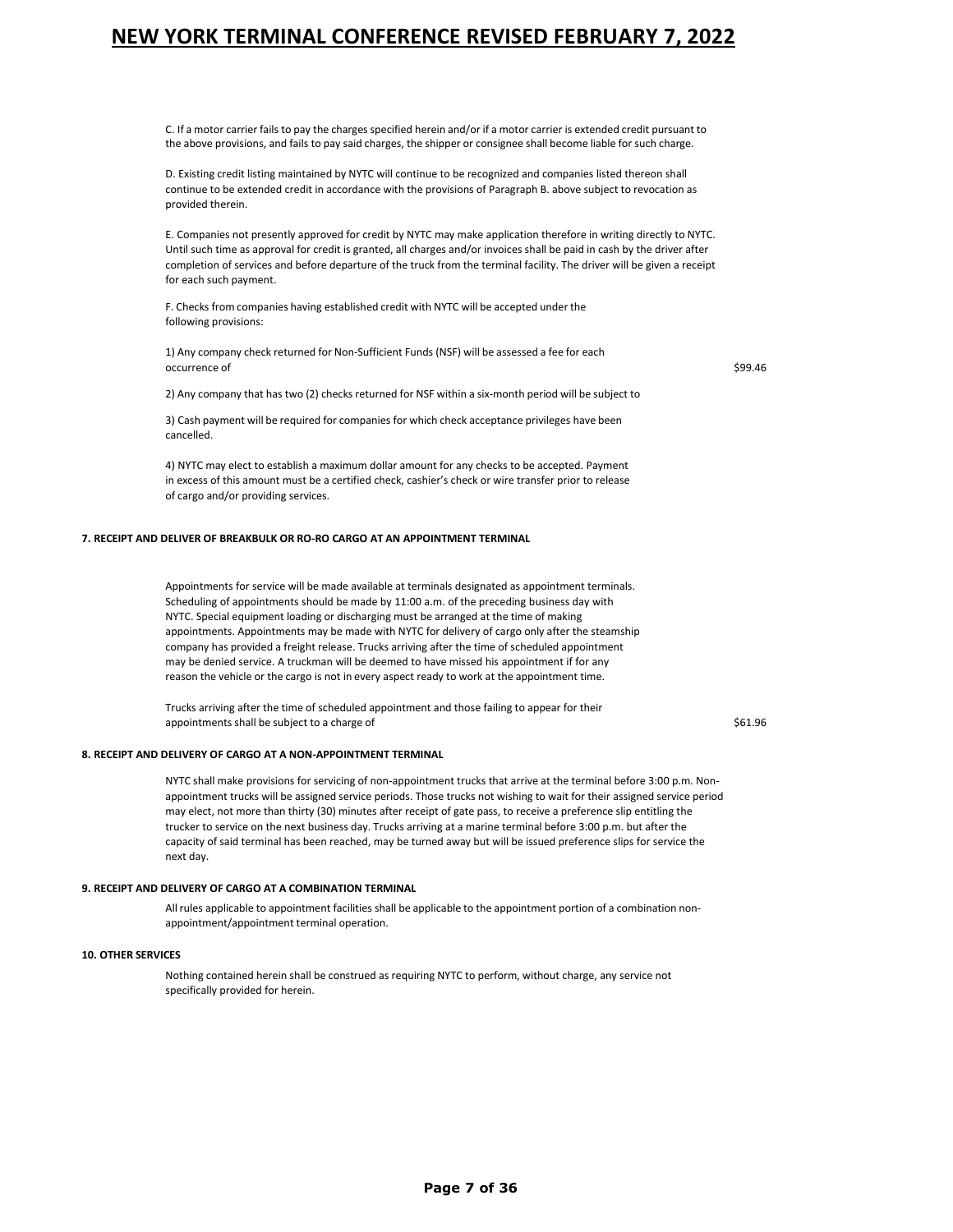C. If a motor carrier fails to pay the charges specified herein and/or if a motor carrier is extended credit pursuant to the above provisions, and fails to pay said charges, the shipper or consignee shall become liable for such charge.

D. Existing credit listing maintained by NYTC will continue to be recognized and companies listed thereon shall continue to be extended credit in accordance with the provisions of Paragraph B. above subject to revocation as provided therein.

E. Companies not presently approved for credit by NYTC may make application therefore in writing directly to NYTC. Until such time as approval for credit is granted, all charges and/or invoices shall be paid in cash by the driver after completion of services and before departure of the truck from the terminal facility. The driver will be given a receipt for each such payment.

F. Checks from companies having established credit with NYTC will be accepted under the following provisions:

1) Any company check returned for Non-Sufficient Funds (NSF) will be assessed a fee for each occurrence of — $99.46

2) Any company that has two (2) checks returned for NSF within a six-month period will be subject to

3) Cash payment will be required for companies for which check acceptance privileges have been cancelled.

4) NYTC may elect to establish a maximum dollar amount for any checks to be accepted. Payment in excess of this amount must be a certified check, cashier's check or wire transfer prior to release of cargo and/or providing services.

### 7. RECEIPT AND DELIVER OF BREAKBULK OR RO-RO CARGO AT AN APPOINTMENT TERMINAL

Appointments for service will be made available at terminals designated as appointment terminals. Scheduling of appointments should be made by 11:00 a.m. of the preceding business day with NYTC. Special equipment loading or discharging must be arranged at the time of making appointments. Appointments may be made with NYTC for delivery of cargo only after the steamship company has provided a freight release. Trucks arriving after the time of scheduled appointment may be denied service. A truckman will be deemed to have missed his appointment if for any reason the vehicle or the cargo is not in every aspect ready to work at the appointment time.

Trucks arriving after the time of scheduled appointment and those failing to appear for their appointments shall be subject to a charge of — $61.96

### 8. RECEIPT AND DELIVERY OF CARGO AT A NON-APPOINTMENT TERMINAL

NYTC shall make provisions for servicing of non-appointment trucks that arrive at the terminal before 3:00 p.m. Non-appointment trucks will be assigned service periods. Those trucks not wishing to wait for their assigned service period may elect, not more than thirty (30) minutes after receipt of gate pass, to receive a preference slip entitling the trucker to service on the next business day. Trucks arriving at a marine terminal before 3:00 p.m. but after the capacity of said terminal has been reached, may be turned away but will be issued preference slips for service the next day.

### 9. RECEIPT AND DELIVERY OF CARGO AT A COMBINATION TERMINAL

All rules applicable to appointment facilities shall be applicable to the appointment portion of a combination non-appointment/appointment terminal operation.

### 10. OTHER SERVICES

Nothing contained herein shall be construed as requiring NYTC to perform, without charge, any service not specifically provided for herein.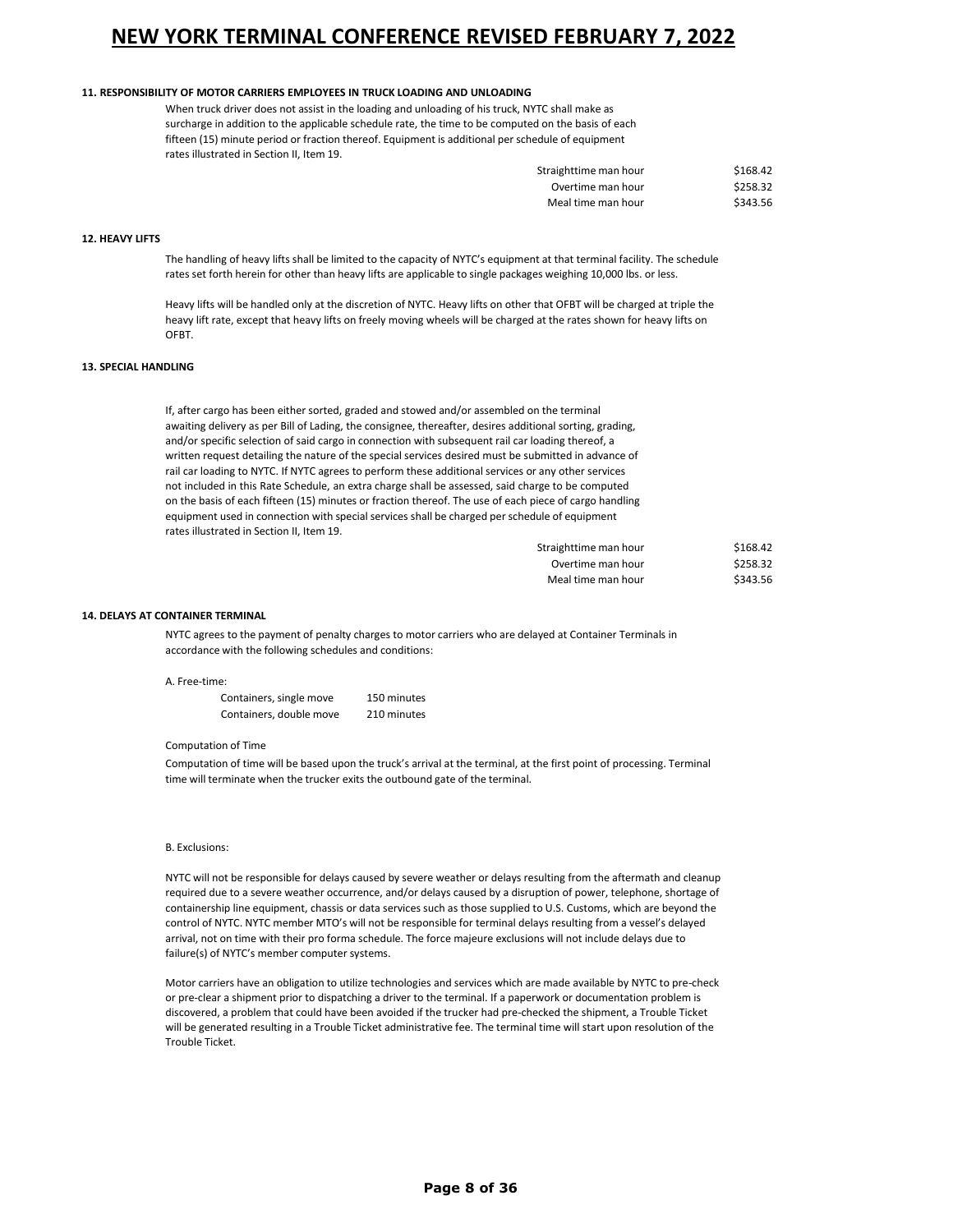#### 11. RESPONSIBILITY OF MOTOR CARRIERS EMPLOYEES IN TRUCK LOADING AND UNLOADING

When truck driver does not assist in the loading and unloading of his truck, NYTC shall make as surcharge in addition to the applicable schedule rate, the time to be computed on the basis of each fifteen (15) minute period or fraction thereof. Equipment is additional per schedule of equipment rates illustrated in Section II, Item 19.

| | |
|---|---|
| Straighttime man hour | $168.42 |
| Overtime man hour | $258.32 |
| Meal time man hour | $343.56 |

#### 12. HEAVY LIFTS

The handling of heavy lifts shall be limited to the capacity of NYTC's equipment at that terminal facility. The schedule rates set forth herein for other than heavy lifts are applicable to single packages weighing 10,000 lbs. or less.

Heavy lifts will be handled only at the discretion of NYTC. Heavy lifts on other that OFBT will be charged at triple the heavy lift rate, except that heavy lifts on freely moving wheels will be charged at the rates shown for heavy lifts on OFBT.

#### 13. SPECIAL HANDLING

If, after cargo has been either sorted, graded and stowed and/or assembled on the terminal awaiting delivery as per Bill of Lading, the consignee, thereafter, desires additional sorting, grading, and/or specific selection of said cargo in connection with subsequent rail car loading thereof, a written request detailing the nature of the special services desired must be submitted in advance of rail car loading to NYTC. If NYTC agrees to perform these additional services or any other services not included in this Rate Schedule, an extra charge shall be assessed, said charge to be computed on the basis of each fifteen (15) minutes or fraction thereof. The use of each piece of cargo handling equipment used in connection with special services shall be charged per schedule of equipment rates illustrated in Section II, Item 19.

| | |
|---|---|
| Straighttime man hour | $168.42 |
| Overtime man hour | $258.32 |
| Meal time man hour | $343.56 |

#### 14. DELAYS AT CONTAINER TERMINAL

NYTC agrees to the payment of penalty charges to motor carriers who are delayed at Container Terminals in accordance with the following schedules and conditions:

A. Free-time:

| | |
|---|---|
| Containers, single move | 150 minutes |
| Containers, double move | 210 minutes |

Computation of Time

Computation of time will be based upon the truck's arrival at the terminal, at the first point of processing. Terminal time will terminate when the trucker exits the outbound gate of the terminal.

B. Exclusions:

NYTC will not be responsible for delays caused by severe weather or delays resulting from the aftermath and cleanup required due to a severe weather occurrence, and/or delays caused by a disruption of power, telephone, shortage of containership line equipment, chassis or data services such as those supplied to U.S. Customs, which are beyond the control of NYTC. NYTC member MTO's will not be responsible for terminal delays resulting from a vessel's delayed arrival, not on time with their pro forma schedule. The force majeure exclusions will not include delays due to failure(s) of NYTC's member computer systems.

Motor carriers have an obligation to utilize technologies and services which are made available by NYTC to pre-check or pre-clear a shipment prior to dispatching a driver to the terminal. If a paperwork or documentation problem is discovered, a problem that could have been avoided if the trucker had pre-checked the shipment, a Trouble Ticket will be generated resulting in a Trouble Ticket administrative fee. The terminal time will start upon resolution of the Trouble Ticket.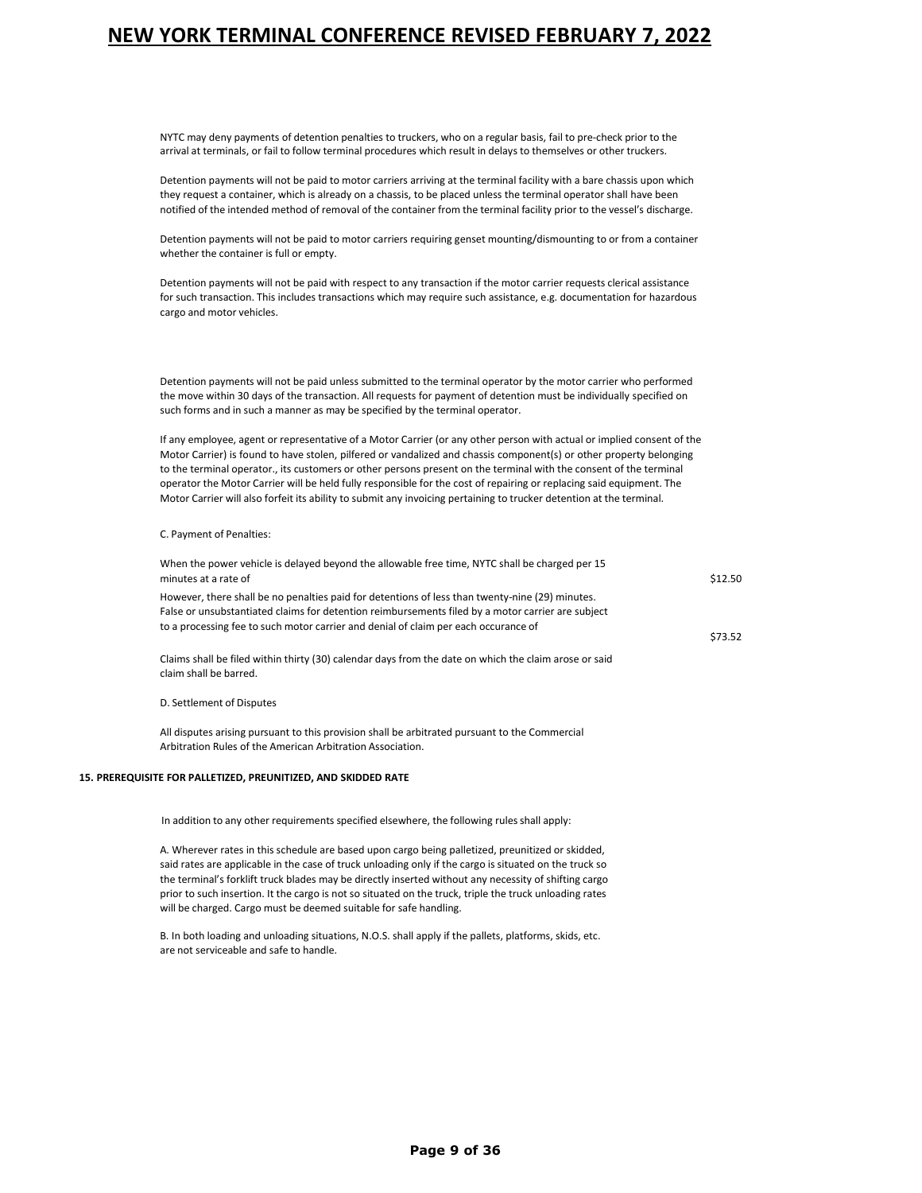NYTC may deny payments of detention penalties to truckers, who on a regular basis, fail to pre-check prior to the arrival at terminals, or fail to follow terminal procedures which result in delays to themselves or other truckers.

Detention payments will not be paid to motor carriers arriving at the terminal facility with a bare chassis upon which they request a container, which is already on a chassis, to be placed unless the terminal operator shall have been notified of the intended method of removal of the container from the terminal facility prior to the vessel's discharge.

Detention payments will not be paid to motor carriers requiring genset mounting/dismounting to or from a container whether the container is full or empty.

Detention payments will not be paid with respect to any transaction if the motor carrier requests clerical assistance for such transaction. This includes transactions which may require such assistance, e.g. documentation for hazardous cargo and motor vehicles.

Detention payments will not be paid unless submitted to the terminal operator by the motor carrier who performed the move within 30 days of the transaction. All requests for payment of detention must be individually specified on such forms and in such a manner as may be specified by the terminal operator.

If any employee, agent or representative of a Motor Carrier (or any other person with actual or implied consent of the Motor Carrier) is found to have stolen, pilfered or vandalized and chassis component(s) or other property belonging to the terminal operator., its customers or other persons present on the terminal with the consent of the terminal operator the Motor Carrier will be held fully responsible for the cost of repairing or replacing said equipment. The Motor Carrier will also forfeit its ability to submit any invoicing pertaining to trucker detention at the terminal.

C. Payment of Penalties:

| | |
|---|---|
| When the power vehicle is delayed beyond the allowable free time, NYTC shall be charged per 15 minutes at a rate of | $12.50 |
| However, there shall be no penalties paid for detentions of less than twenty-nine (29) minutes. False or unsubstantiated claims for detention reimbursements filed by a motor carrier are subject to a processing fee to such motor carrier and denial of claim per each occurance of | $73.52 |

Claims shall be filed within thirty (30) calendar days from the date on which the claim arose or said claim shall be barred.

D. Settlement of Disputes

All disputes arising pursuant to this provision shall be arbitrated pursuant to the Commercial Arbitration Rules of the American Arbitration Association.

**15. PREREQUISITE FOR PALLETIZED, PREUNITIZED, AND SKIDDED RATE**

In addition to any other requirements specified elsewhere, the following rules shall apply:

A. Wherever rates in this schedule are based upon cargo being palletized, preunitized or skidded, said rates are applicable in the case of truck unloading only if the cargo is situated on the truck so the terminal's forklift truck blades may be directly inserted without any necessity of shifting cargo prior to such insertion. It the cargo is not so situated on the truck, triple the truck unloading rates will be charged. Cargo must be deemed suitable for safe handling.

B. In both loading and unloading situations, N.O.S. shall apply if the pallets, platforms, skids, etc. are not serviceable and safe to handle.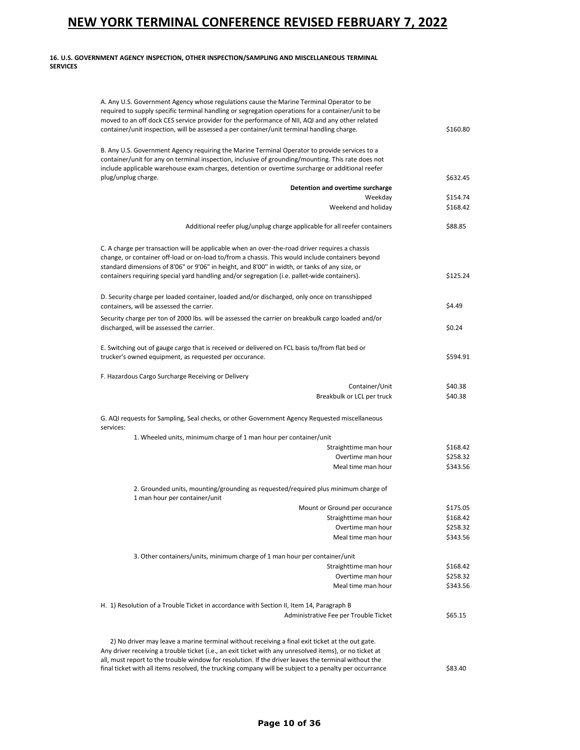**16. U.S. GOVERNMENT AGENCY INSPECTION, OTHER INSPECTION/SAMPLING AND MISCELLANEOUS TERMINAL SERVICES**

| Description | Rate |
|---|---|
| A. Any U.S. Government Agency whose regulations cause the Marine Terminal Operator to be required to supply specific terminal handling or segregation operations for a container/unit to be moved to an off dock CES service provider for the performance of NII, AQI and any other related container/unit inspection, will be assessed a per container/unit terminal handling charge. | $160.80 |
| B. Any U.S. Government Agency requiring the Marine Terminal Operator to provide services to a container/unit for any on terminal inspection, inclusive of grounding/mounting. This rate does not include applicable warehouse exam charges, detention or overtime surcharge or additional reefer plug/unplug charge. | $632.45 |
| **Detention and overtime surcharge** | |
| Weekday | $154.74 |
| Weekend and holiday | $168.42 |
| Additional reefer plug/unplug charge applicable for all reefer containers | $88.85 |
| C. A charge per transaction will be applicable when an over-the-road driver requires a chassis change, or container off-load or on-load to/from a chassis. This would include containers beyond standard dimensions of 8'06" or 9'06" in height, and 8'00" in width, or tanks of any size, or containers requiring special yard handling and/or segregation (i.e. pallet-wide containers). | $125.24 |
| D. Security charge per loaded container, loaded and/or discharged, only once on transshipped containers, will be assessed the carrier. | $4.49 |
| Security charge per ton of 2000 lbs. will be assessed the carrier on breakbulk cargo loaded and/or discharged, will be assessed the carrier. | $0.24 |
| E. Switching out of gauge cargo that is received or delivered on FCL basis to/from flat bed or trucker's owned equipment, as requested per occurance. | $594.91 |
| F. Hazardous Cargo Surcharge Receiving or Delivery | |
| Container/Unit | $40.38 |
| Breakbulk or LCL per truck | $40.38 |
| G. AQI requests for Sampling, Seal checks, or other Government Agency Requested miscellaneous services: | |
| 1. Wheeled units, minimum charge of 1 man hour per container/unit | |
| Straighttime man hour | $168.42 |
| Overtime man hour | $258.32 |
| Meal time man hour | $343.56 |
| 2. Grounded units, mounting/grounding as requested/required plus minimum charge of 1 man hour per container/unit | |
| Mount or Ground per occurance | $175.05 |
| Straighttime man hour | $168.42 |
| Overtime man hour | $258.32 |
| Meal time man hour | $343.56 |
| 3. Other containers/units, minimum charge of 1 man hour per container/unit | |
| Straighttime man hour | $168.42 |
| Overtime man hour | $258.32 |
| Meal time man hour | $343.56 |
| H. 1) Resolution of a Trouble Ticket in accordance with Section II, Item 14, Paragraph B | |
| Administrative Fee per Trouble Ticket | $65.15 |
| 2) No driver may leave a marine terminal without receiving a final exit ticket at the out gate. Any driver receiving a trouble ticket (i.e., an exit ticket with any unresolved items), or no ticket at all, must report to the trouble window for resolution. If the driver leaves the terminal without the final ticket with all items resolved, the trucking company will be subject to a penalty per occurrance | $83.40 |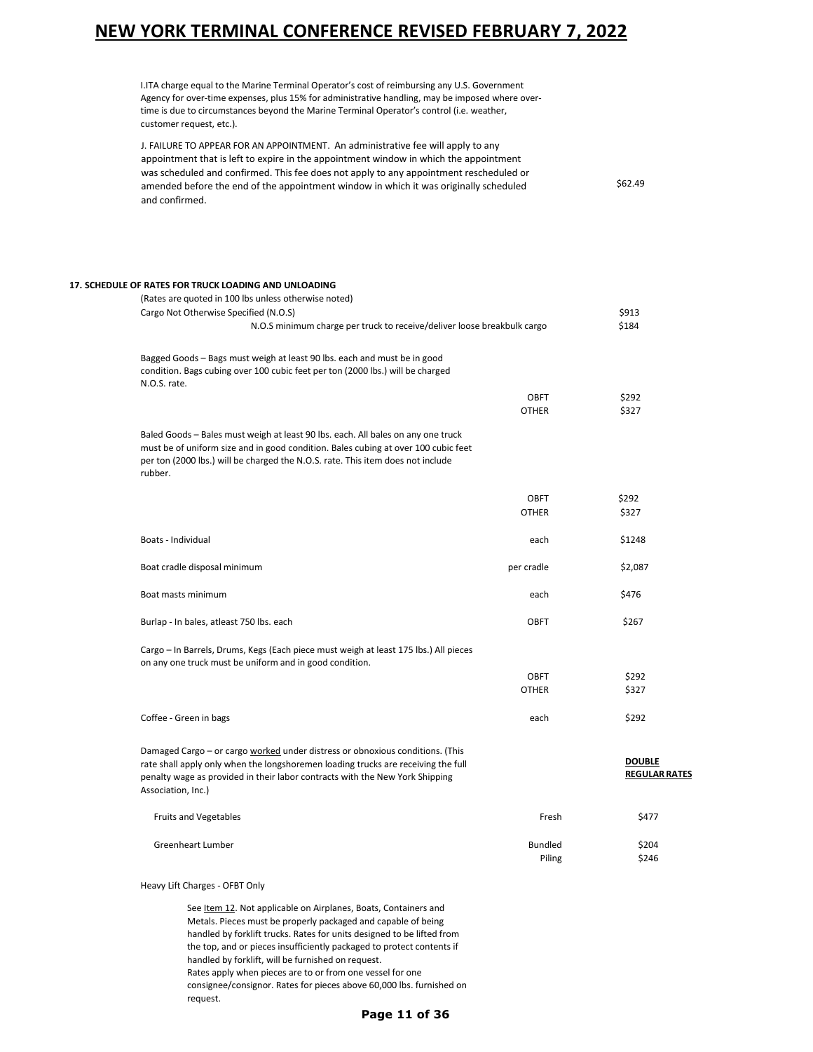I.ITA charge equal to the Marine Terminal Operator's cost of reimbursing any U.S. Government Agency for over-time expenses, plus 15% for administrative handling, may be imposed where over-time is due to circumstances beyond the Marine Terminal Operator's control (i.e. weather, customer request, etc.).

J. FAILURE TO APPEAR FOR AN APPOINTMENT. An administrative fee will apply to any appointment that is left to expire in the appointment window in which the appointment was scheduled and confirmed. This fee does not apply to any appointment rescheduled or amended before the end of the appointment window in which it was originally scheduled and confirmed. — $62.49

**17. SCHEDULE OF RATES FOR TRUCK LOADING AND UNLOADING**

(Rates are quoted in 100 lbs unless otherwise noted)

| Item | Unit | Rate |
|---|---|---|
| Cargo Not Otherwise Specified (N.O.S) | | $913 |
| N.O.S minimum charge per truck to receive/deliver loose breakbulk cargo | | $184 |
| Bagged Goods – Bags must weigh at least 90 lbs. each and must be in good condition. Bags cubing over 100 cubic feet per ton (2000 lbs.) will be charged N.O.S. rate. | OBFT | $292 |
| | OTHER | $327 |
| Baled Goods – Bales must weigh at least 90 lbs. each. All bales on any one truck must be of uniform size and in good condition. Bales cubing at over 100 cubic feet per ton (2000 lbs.) will be charged the N.O.S. rate. This item does not include rubber. | OBFT | $292 |
| | OTHER | $327 |
| Boats - Individual | each | $1248 |
| Boat cradle disposal minimum | per cradle | $2,087 |
| Boat masts minimum | each | $476 |
| Burlap - In bales, atleast 750 lbs. each | OBFT | $267 |
| Cargo – In Barrels, Drums, Kegs (Each piece must weigh at least 175 lbs.) All pieces on any one truck must be uniform and in good condition. | OBFT | $292 |
| | OTHER | $327 |
| Coffee - Green in bags | each | $292 |
| Damaged Cargo – or cargo worked under distress or obnoxious conditions. (This rate shall apply only when the longshoremen loading trucks are receiving the full penalty wage as provided in their labor contracts with the New York Shipping Association, Inc.) | | **DOUBLE REGULAR RATES** |
| Fruits and Vegetables | Fresh | $477 |
| Greenheart Lumber | Bundled | $204 |
| | Piling | $246 |

Heavy Lift Charges - OFBT Only

See Item 12. Not applicable on Airplanes, Boats, Containers and Metals. Pieces must be properly packaged and capable of being handled by forklift trucks. Rates for units designed to be lifted from the top, and or pieces insufficiently packaged to protect contents if handled by forklift, will be furnished on request.
Rates apply when pieces are to or from one vessel for one consignee/consignor. Rates for pieces above 60,000 lbs. furnished on request.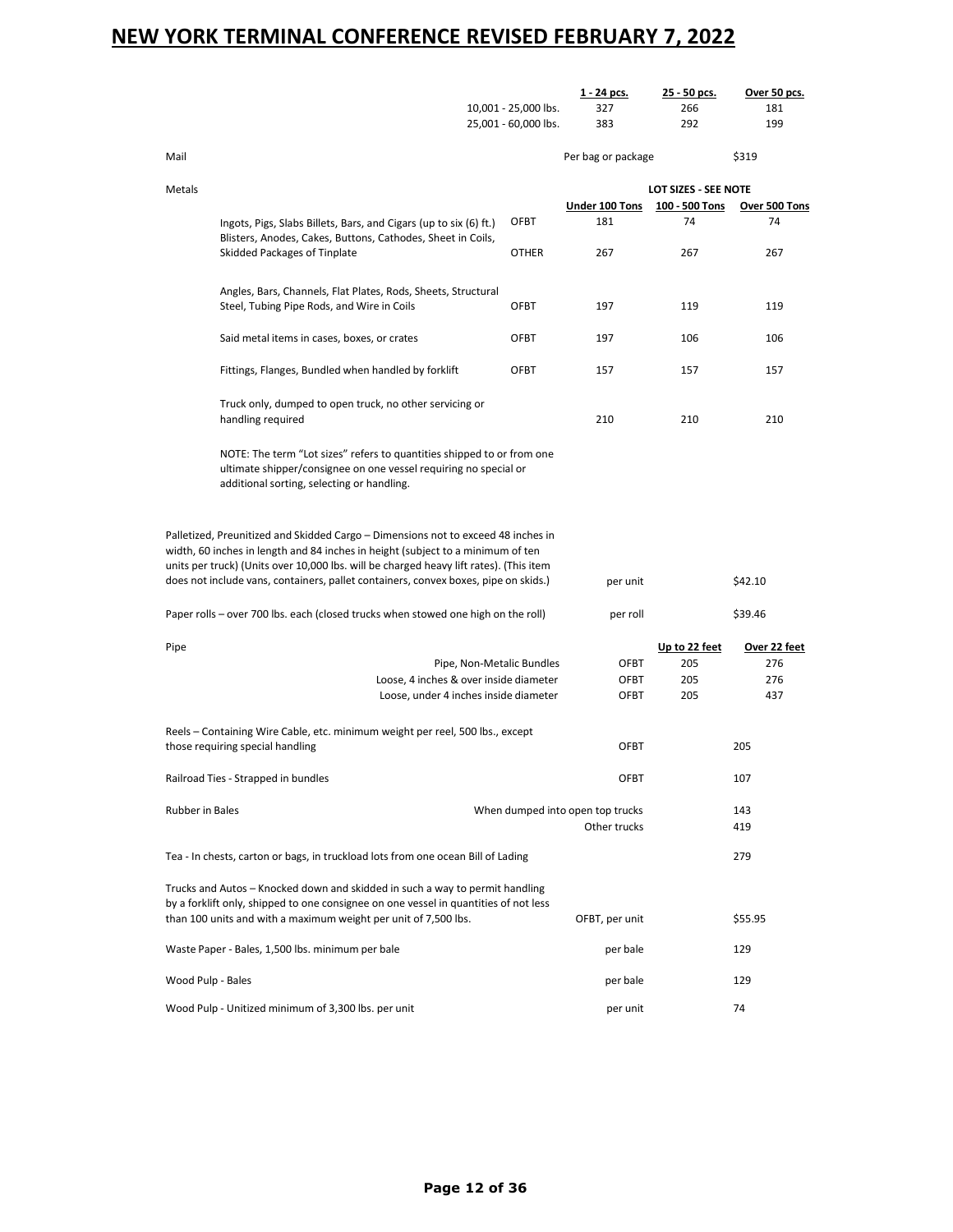# NEW YORK TERMINAL CONFERENCE REVISED FEBRUARY 7, 2022

| | 1 - 24 pcs. | 25 - 50 pcs. | Over 50 pcs. |
|---|---|---|---|
| 10,001 - 25,000 lbs. | 327 | 266 | 181 |
| 25,001 - 60,000 lbs. | 383 | 292 | 199 |

Mail — Per bag or package — $319

**Metals**

| | | LOT SIZES - SEE NOTE | | |
|---|---|---|---|---|
| | | Under 100 Tons | 100 - 500 Tons | Over 500 Tons |
| Ingots, Pigs, Slabs Billets, Bars, and Cigars (up to six (6) ft.) | OFBT | 181 | 74 | 74 |
| Blisters, Anodes, Cakes, Buttons, Cathodes, Sheet in Coils, Skidded Packages of Tinplate | OTHER | 267 | 267 | 267 |
| Angles, Bars, Channels, Flat Plates, Rods, Sheets, Structural Steel, Tubing Pipe Rods, and Wire in Coils | OFBT | 197 | 119 | 119 |
| Said metal items in cases, boxes, or crates | OFBT | 197 | 106 | 106 |
| Fittings, Flanges, Bundled when handled by forklift | OFBT | 157 | 157 | 157 |
| Truck only, dumped to open truck, no other servicing or handling required | | 210 | 210 | 210 |

NOTE: The term "Lot sizes" refers to quantities shipped to or from one ultimate shipper/consignee on one vessel requiring no special or additional sorting, selecting or handling.

| Item | Unit | Rate |
|---|---|---|
| Palletized, Preunitized and Skidded Cargo – Dimensions not to exceed 48 inches in width, 60 inches in length and 84 inches in height (subject to a minimum of ten units per truck) (Units over 10,000 lbs. will be charged heavy lift rates). (This item does not include vans, containers, pallet containers, convex boxes, pipe on skids.) | per unit | $42.10 |
| Paper rolls – over 700 lbs. each (closed trucks when stowed one high on the roll) | per roll | $39.46 |

**Pipe**

| | | Up to 22 feet | Over 22 feet |
|---|---|---|---|
| Pipe, Non-Metalic Bundles | OFBT | 205 | 276 |
| Loose, 4 inches & over inside diameter | OFBT | 205 | 276 |
| Loose, under 4 inches inside diameter | OFBT | 205 | 437 |

| Item | Unit | Rate |
|---|---|---|
| Reels – Containing Wire Cable, etc. minimum weight per reel, 500 lbs., except those requiring special handling | OFBT | 205 |
| Railroad Ties - Strapped in bundles | OFBT | 107 |
| Rubber in Bales | When dumped into open top trucks | 143 |
| | Other trucks | 419 |
| Tea - In chests, carton or bags, in truckload lots from one ocean Bill of Lading | | 279 |
| Trucks and Autos – Knocked down and skidded in such a way to permit handling by a forklift only, shipped to one consignee on one vessel in quantities of not less than 100 units and with a maximum weight per unit of 7,500 lbs. | OFBT, per unit | $55.95 |
| Waste Paper - Bales, 1,500 lbs. minimum per bale | per bale | 129 |
| Wood Pulp - Bales | per bale | 129 |
| Wood Pulp - Unitized minimum of 3,300 lbs. per unit | per unit | 74 |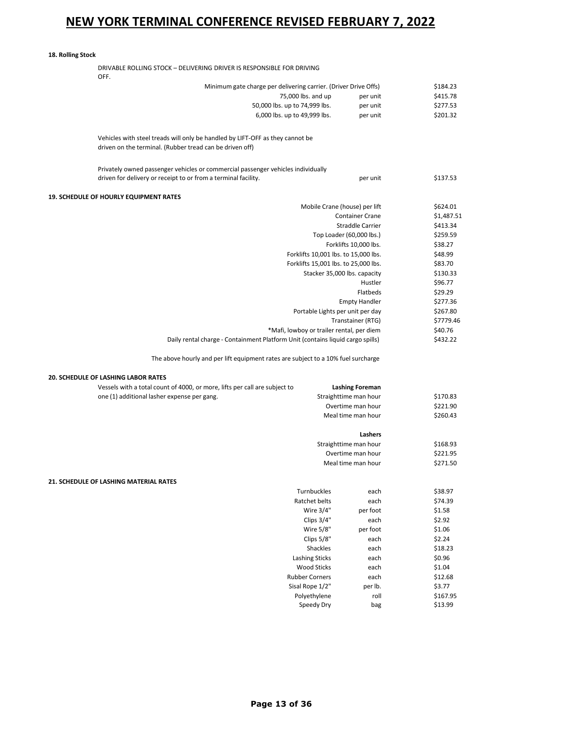### 18. Rolling Stock

DRIVABLE ROLLING STOCK – DELIVERING DRIVER IS RESPONSIBLE FOR DRIVING OFF.

| Description | Unit | Rate |
|---|---|---|
| Minimum gate charge per delivering carrier. (Driver Drive Offs) | | $184.23 |
| 75,000 lbs. and up | per unit | $415.78 |
| 50,000 lbs. up to 74,999 lbs. | per unit | $277.53 |
| 6,000 lbs. up to 49,999 lbs. | per unit | $201.32 |

Vehicles with steel treads will only be handled by LIFT-OFF as they cannot be driven on the terminal. (Rubber tread can be driven off)

| Description | Unit | Rate |
|---|---|---|
| Privately owned passenger vehicles or commercial passenger vehicles individually driven for delivery or receipt to or from a terminal facility. | per unit | $137.53 |

### 19. SCHEDULE OF HOURLY EQUIPMENT RATES

| Equipment | Rate |
|---|---|
| Mobile Crane (house) per lift | $624.01 |
| Container Crane | $1,487.51 |
| Straddle Carrier | $413.34 |
| Top Loader (60,000 lbs.) | $259.59 |
| Forklifts 10,000 lbs. | $38.27 |
| Forklifts 10,001 lbs. to 15,000 lbs. | $48.99 |
| Forklifts 15,001 lbs. to 25,000 lbs. | $83.70 |
| Stacker 35,000 lbs. capacity | $130.33 |
| Hustler | $96.77 |
| Flatbeds | $29.29 |
| Empty Handler | $277.36 |
| Portable Lights per unit per day | $267.80 |
| Transtainer (RTG) | $7779.46 |
| *Mafi, lowboy or trailer rental, per diem | $40.76 |
| Daily rental charge - Containment Platform Unit (contains liquid cargo spills) | $432.22 |

The above hourly and per lift equipment rates are subject to a 10% fuel surcharge

### 20. SCHEDULE OF LASHING LABOR RATES

Vessels with a total count of 4000, or more, lifts per call are subject to one (1) additional lasher expense per gang.

| **Lashing Foreman** | |
|---|---|
| Straighttime man hour | $170.83 |
| Overtime man hour | $221.90 |
| Meal time man hour | $260.43 |

| **Lashers** | |
|---|---|
| Straighttime man hour | $168.93 |
| Overtime man hour | $221.95 |
| Meal time man hour | $271.50 |

### 21. SCHEDULE OF LASHING MATERIAL RATES

| Material | Unit | Rate |
|---|---|---|
| Turnbuckles | each | $38.97 |
| Ratchet belts | each | $74.39 |
| Wire 3/4" | per foot | $1.58 |
| Clips 3/4" | each | $2.92 |
| Wire 5/8" | per foot | $1.06 |
| Clips 5/8" | each | $2.24 |
| Shackles | each | $18.23 |
| Lashing Sticks | each | $0.96 |
| Wood Sticks | each | $1.04 |
| Rubber Corners | each | $12.68 |
| Sisal Rope 1/2" | per lb. | $3.77 |
| Polyethylene | roll | $167.95 |
| Speedy Dry | bag | $13.99 |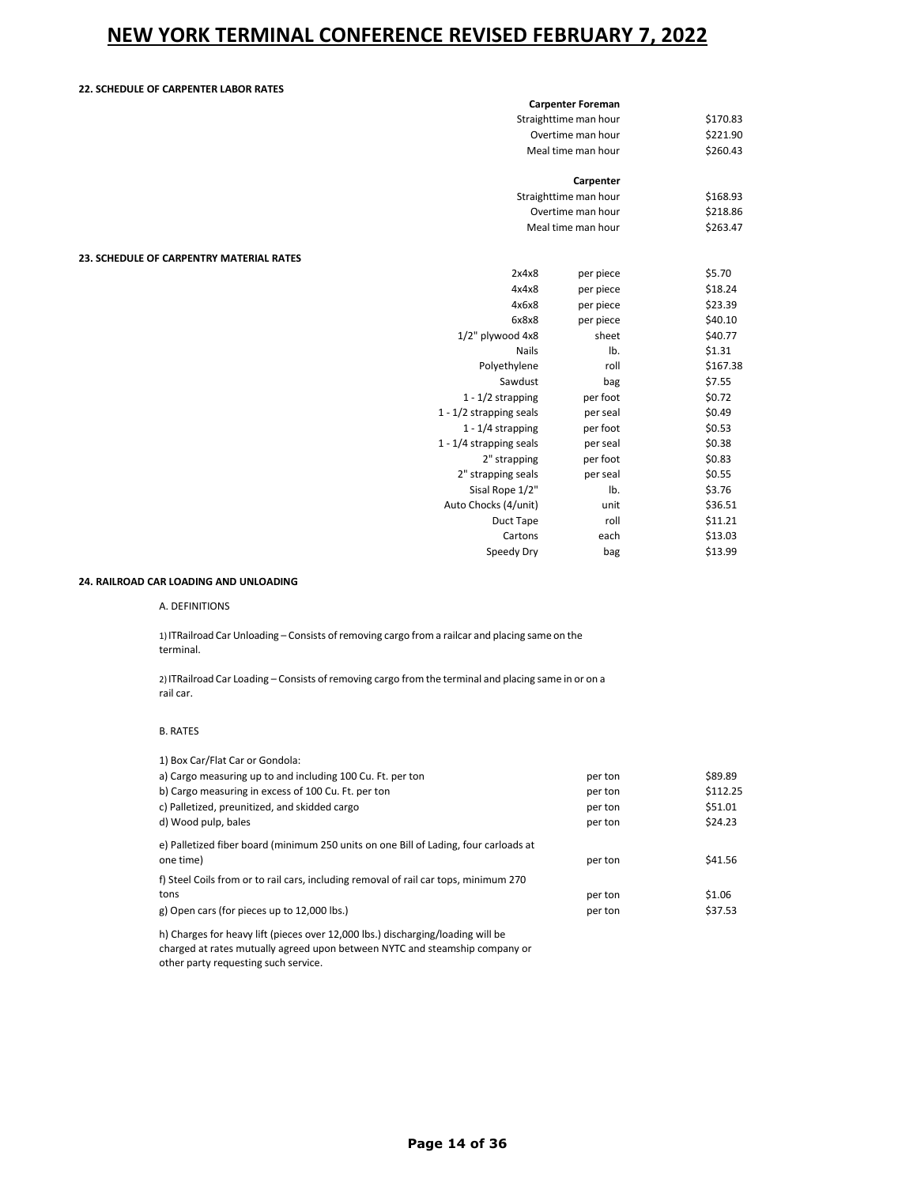# NEW YORK TERMINAL CONFERENCE REVISED FEBRUARY 7, 2022

### 22. SCHEDULE OF CARPENTER LABOR RATES

| | |
|---|---|
| **Carpenter Foreman** | |
| Straighttime man hour | $170.83 |
| Overtime man hour | $221.90 |
| Meal time man hour | $260.43 |
| **Carpenter** | |
| Straighttime man hour | $168.93 |
| Overtime man hour | $218.86 |
| Meal time man hour | $263.47 |

### 23. SCHEDULE OF CARPENTRY MATERIAL RATES

| Item | Unit | Rate |
|---|---|---|
| 2x4x8 | per piece | $5.70 |
| 4x4x8 | per piece | $18.24 |
| 4x6x8 | per piece | $23.39 |
| 6x8x8 | per piece | $40.10 |
| 1/2" plywood 4x8 | sheet | $40.77 |
| Nails | lb. | $1.31 |
| Polyethylene | roll | $167.38 |
| Sawdust | bag | $7.55 |
| 1 - 1/2 strapping | per foot | $0.72 |
| 1 - 1/2 strapping seals | per seal | $0.49 |
| 1 - 1/4 strapping | per foot | $0.53 |
| 1 - 1/4 strapping seals | per seal | $0.38 |
| 2" strapping | per foot | $0.83 |
| 2" strapping seals | per seal | $0.55 |
| Sisal Rope 1/2" | lb. | $3.76 |
| Auto Chocks (4/unit) | unit | $36.51 |
| Duct Tape | roll | $11.21 |
| Cartons | each | $13.03 |
| Speedy Dry | bag | $13.99 |

### 24. RAILROAD CAR LOADING AND UNLOADING

A. DEFINITIONS

1) ITRailroad Car Unloading – Consists of removing cargo from a railcar and placing same on the terminal.

2) ITRailroad Car Loading – Consists of removing cargo from the terminal and placing same in or on a rail car.

B. RATES

1) Box Car/Flat Car or Gondola:

| Description | Unit | Rate |
|---|---|---|
| a) Cargo measuring up to and including 100 Cu. Ft. per ton | per ton | $89.89 |
| b) Cargo measuring in excess of 100 Cu. Ft. per ton | per ton | $112.25 |
| c) Palletized, preunitized, and skidded cargo | per ton | $51.01 |
| d) Wood pulp, bales | per ton | $24.23 |
| e) Palletized fiber board (minimum 250 units on one Bill of Lading, four carloads at one time) | per ton | $41.56 |
| f) Steel Coils from or to rail cars, including removal of rail car tops, minimum 270 tons | per ton | $1.06 |
| g) Open cars (for pieces up to 12,000 lbs.) | per ton | $37.53 |

h) Charges for heavy lift (pieces over 12,000 lbs.) discharging/loading will be charged at rates mutually agreed upon between NYTC and steamship company or other party requesting such service.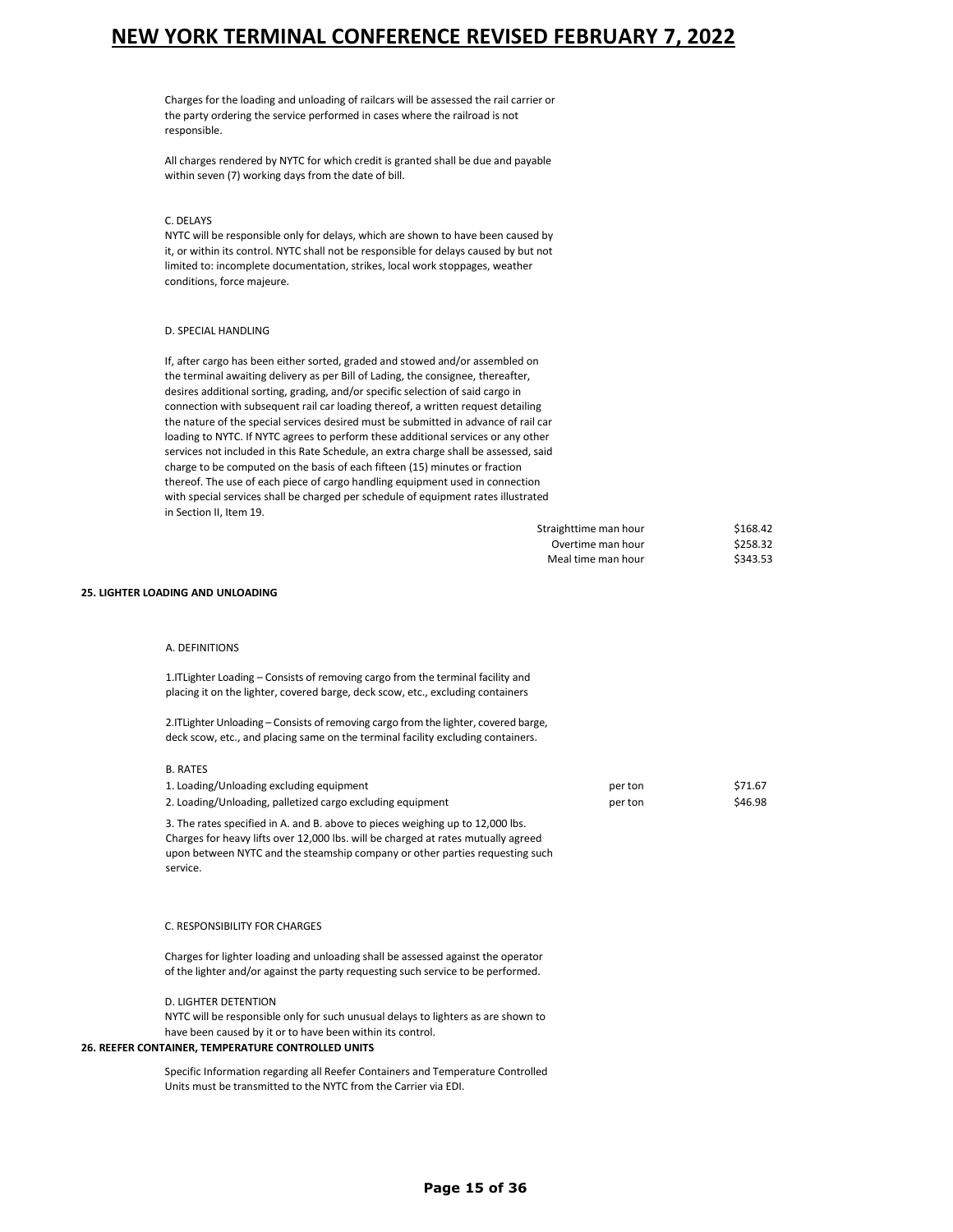Charges for the loading and unloading of railcars will be assessed the rail carrier or the party ordering the service performed in cases where the railroad is not responsible.

All charges rendered by NYTC for which credit is granted shall be due and payable within seven (7) working days from the date of bill.

C. DELAYS

NYTC will be responsible only for delays, which are shown to have been caused by it, or within its control. NYTC shall not be responsible for delays caused by but not limited to: incomplete documentation, strikes, local work stoppages, weather conditions, force majeure.

D. SPECIAL HANDLING

If, after cargo has been either sorted, graded and stowed and/or assembled on the terminal awaiting delivery as per Bill of Lading, the consignee, thereafter, desires additional sorting, grading, and/or specific selection of said cargo in connection with subsequent rail car loading thereof, a written request detailing the nature of the special services desired must be submitted in advance of rail car loading to NYTC. If NYTC agrees to perform these additional services or any other services not included in this Rate Schedule, an extra charge shall be assessed, said charge to be computed on the basis of each fifteen (15) minutes or fraction thereof. The use of each piece of cargo handling equipment used in connection with special services shall be charged per schedule of equipment rates illustrated in Section II, Item 19.

| | |
|---|---|
| Straighttime man hour | $168.42 |
| Overtime man hour | $258.32 |
| Meal time man hour | $343.53 |

**25. LIGHTER LOADING AND UNLOADING**

A. DEFINITIONS

1.ITLighter Loading – Consists of removing cargo from the terminal facility and placing it on the lighter, covered barge, deck scow, etc., excluding containers

2.ITLighter Unloading – Consists of removing cargo from the lighter, covered barge, deck scow, etc., and placing same on the terminal facility excluding containers.

B. RATES

| | | |
|---|---|---|
| 1. Loading/Unloading excluding equipment | per ton | $71.67 |
| 2. Loading/Unloading, palletized cargo excluding equipment | per ton | $46.98 |

3. The rates specified in A. and B. above to pieces weighing up to 12,000 lbs. Charges for heavy lifts over 12,000 lbs. will be charged at rates mutually agreed upon between NYTC and the steamship company or other parties requesting such service.

C. RESPONSIBILITY FOR CHARGES

Charges for lighter loading and unloading shall be assessed against the operator of the lighter and/or against the party requesting such service to be performed.

D. LIGHTER DETENTION

NYTC will be responsible only for such unusual delays to lighters as are shown to have been caused by it or to have been within its control.

**26. REEFER CONTAINER, TEMPERATURE CONTROLLED UNITS**

Specific Information regarding all Reefer Containers and Temperature Controlled Units must be transmitted to the NYTC from the Carrier via EDI.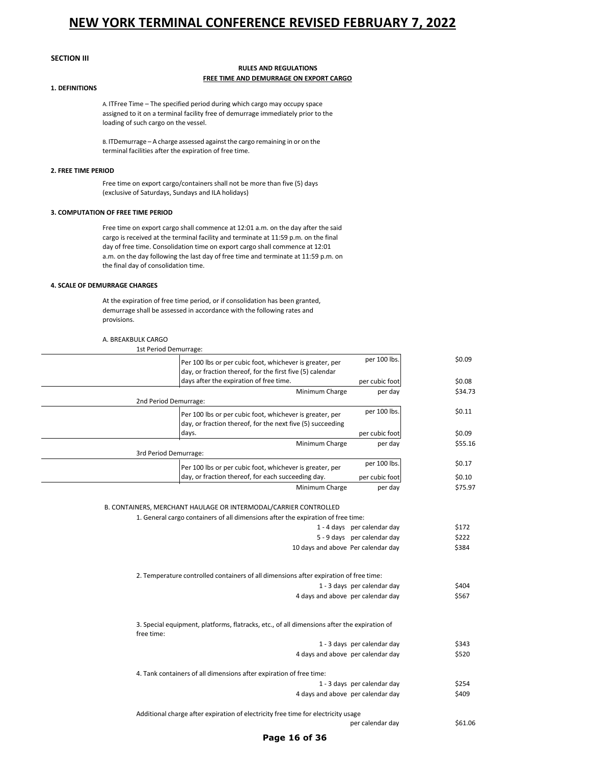# NEW YORK TERMINAL CONFERENCE REVISED FEBRUARY 7, 2022

**SECTION III**

**RULES AND REGULATIONS**

**FREE TIME AND DEMURRAGE ON EXPORT CARGO**

**1. DEFINITIONS**

A. ITFree Time – The specified period during which cargo may occupy space assigned to it on a terminal facility free of demurrage immediately prior to the loading of such cargo on the vessel.

B. ITDemurrage – A charge assessed against the cargo remaining in or on the terminal facilities after the expiration of free time.

**2. FREE TIME PERIOD**

Free time on export cargo/containers shall not be more than five (5) days (exclusive of Saturdays, Sundays and ILA holidays)

**3. COMPUTATION OF FREE TIME PERIOD**

Free time on export cargo shall commence at 12:01 a.m. on the day after the said cargo is received at the terminal facility and terminate at 11:59 p.m. on the final day of free time. Consolidation time on export cargo shall commence at 12:01 a.m. on the day following the last day of free time and terminate at 11:59 p.m. on the final day of consolidation time.

**4. SCALE OF DEMURRAGE CHARGES**

At the expiration of free time period, or if consolidation has been granted, demurrage shall be assessed in accordance with the following rates and provisions.

A. BREAKBULK CARGO

| | | Unit | Rate |
|---|---|---|---|
| 1st Period Demurrage: | | | |
| | Per 100 lbs or per cubic foot, whichever is greater, per day, or fraction thereof, for the first five (5) calendar days after the expiration of free time. | per 100 lbs. | $0.09 |
| | | per cubic foot | $0.08 |
| | Minimum Charge | per day | $34.73 |
| 2nd Period Demurrage: | | | |
| | Per 100 lbs or per cubic foot, whichever is greater, per day, or fraction thereof, for the next five (5) succeeding days. | per 100 lbs. | $0.11 |
| | | per cubic foot | $0.09 |
| | Minimum Charge | per day | $55.16 |
| 3rd Period Demurrage: | | | |
| | Per 100 lbs or per cubic foot, whichever is greater, per day, or fraction thereof, for each succeeding day. | per 100 lbs. | $0.17 |
| | | per cubic foot | $0.10 |
| | Minimum Charge | per day | $75.97 |

B. CONTAINERS, MERCHANT HAULAGE OR INTERMODAL/CARRIER CONTROLLED

1. General cargo containers of all dimensions after the expiration of free time:

| Days | Unit | Rate |
|---|---|---|
| 1 - 4 days | per calendar day | $172 |
| 5 - 9 days | per calendar day | $222 |
| 10 days and above | Per calendar day | $384 |

2. Temperature controlled containers of all dimensions after expiration of free time:

| Days | Unit | Rate |
|---|---|---|
| 1 - 3 days | per calendar day | $404 |
| 4 days and above | per calendar day | $567 |

3. Special equipment, platforms, flatracks, etc., of all dimensions after the expiration of free time:

| Days | Unit | Rate |
|---|---|---|
| 1 - 3 days | per calendar day | $343 |
| 4 days and above | per calendar day | $520 |

4. Tank containers of all dimensions after expiration of free time:

| Days | Unit | Rate |
|---|---|---|
| 1 - 3 days | per calendar day | $254 |
| 4 days and above | per calendar day | $409 |

Additional charge after expiration of electricity free time for electricity usage — per calendar day — $61.06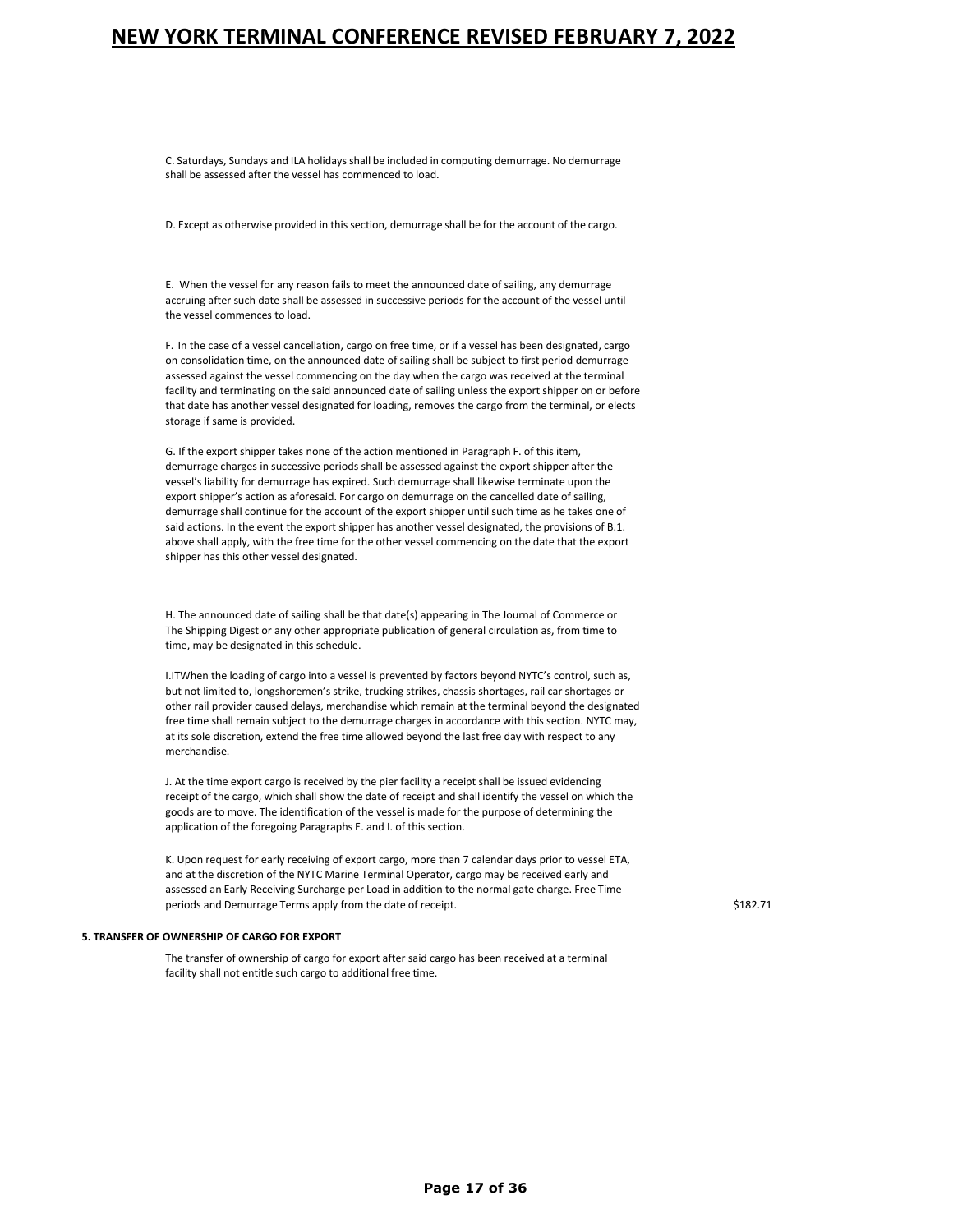C. Saturdays, Sundays and ILA holidays shall be included in computing demurrage. No demurrage shall be assessed after the vessel has commenced to load.

D. Except as otherwise provided in this section, demurrage shall be for the account of the cargo.

E. When the vessel for any reason fails to meet the announced date of sailing, any demurrage accruing after such date shall be assessed in successive periods for the account of the vessel until the vessel commences to load.

F. In the case of a vessel cancellation, cargo on free time, or if a vessel has been designated, cargo on consolidation time, on the announced date of sailing shall be subject to first period demurrage assessed against the vessel commencing on the day when the cargo was received at the terminal facility and terminating on the said announced date of sailing unless the export shipper on or before that date has another vessel designated for loading, removes the cargo from the terminal, or elects storage if same is provided.

G. If the export shipper takes none of the action mentioned in Paragraph F. of this item, demurrage charges in successive periods shall be assessed against the export shipper after the vessel's liability for demurrage has expired. Such demurrage shall likewise terminate upon the export shipper's action as aforesaid. For cargo on demurrage on the cancelled date of sailing, demurrage shall continue for the account of the export shipper until such time as he takes one of said actions. In the event the export shipper has another vessel designated, the provisions of B.1. above shall apply, with the free time for the other vessel commencing on the date that the export shipper has this other vessel designated.

H. The announced date of sailing shall be that date(s) appearing in The Journal of Commerce or The Shipping Digest or any other appropriate publication of general circulation as, from time to time, may be designated in this schedule.

I.ITWhen the loading of cargo into a vessel is prevented by factors beyond NYTC's control, such as, but not limited to, longshoremen's strike, trucking strikes, chassis shortages, rail car shortages or other rail provider caused delays, merchandise which remain at the terminal beyond the designated free time shall remain subject to the demurrage charges in accordance with this section. NYTC may, at its sole discretion, extend the free time allowed beyond the last free day with respect to any merchandise.

J. At the time export cargo is received by the pier facility a receipt shall be issued evidencing receipt of the cargo, which shall show the date of receipt and shall identify the vessel on which the goods are to move. The identification of the vessel is made for the purpose of determining the application of the foregoing Paragraphs E. and I. of this section.

K. Upon request for early receiving of export cargo, more than 7 calendar days prior to vessel ETA, and at the discretion of the NYTC Marine Terminal Operator, cargo may be received early and assessed an Early Receiving Surcharge per Load in addition to the normal gate charge. Free Time periods and Demurrage Terms apply from the date of receipt. $182.71

**5. TRANSFER OF OWNERSHIP OF CARGO FOR EXPORT**

The transfer of ownership of cargo for export after said cargo has been received at a terminal facility shall not entitle such cargo to additional free time.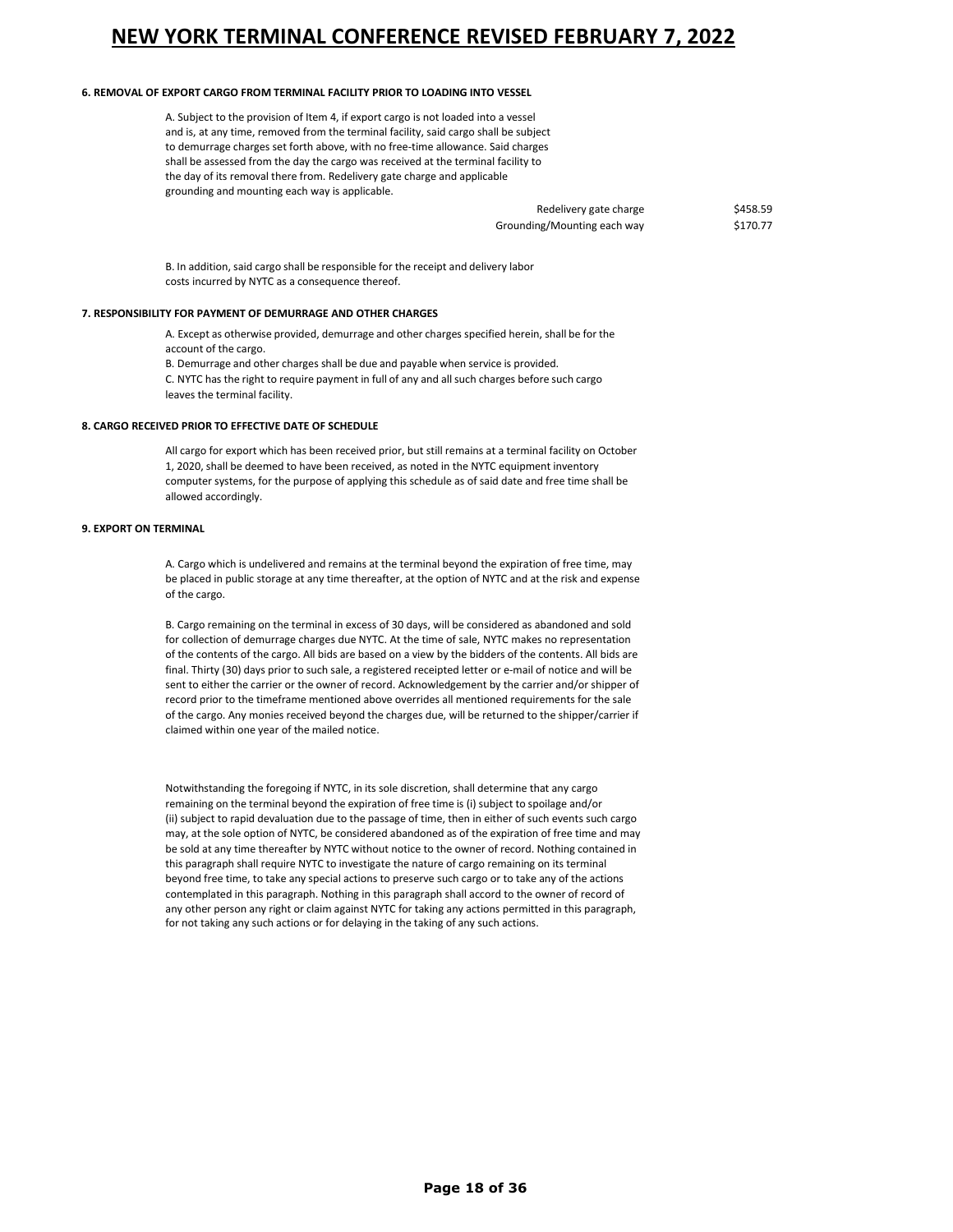#### 6. REMOVAL OF EXPORT CARGO FROM TERMINAL FACILITY PRIOR TO LOADING INTO VESSEL

A. Subject to the provision of Item 4, if export cargo is not loaded into a vessel and is, at any time, removed from the terminal facility, said cargo shall be subject to demurrage charges set forth above, with no free-time allowance. Said charges shall be assessed from the day the cargo was received at the terminal facility to the day of its removal there from. Redelivery gate charge and applicable grounding and mounting each way is applicable.

| | |
|---|---|
| Redelivery gate charge | $458.59 |
| Grounding/Mounting each way | $170.77 |

B. In addition, said cargo shall be responsible for the receipt and delivery labor costs incurred by NYTC as a consequence thereof.

#### 7. RESPONSIBILITY FOR PAYMENT OF DEMURRAGE AND OTHER CHARGES

A. Except as otherwise provided, demurrage and other charges specified herein, shall be for the account of the cargo.
B. Demurrage and other charges shall be due and payable when service is provided.
C. NYTC has the right to require payment in full of any and all such charges before such cargo leaves the terminal facility.

#### 8. CARGO RECEIVED PRIOR TO EFFECTIVE DATE OF SCHEDULE

All cargo for export which has been received prior, but still remains at a terminal facility on October 1, 2020, shall be deemed to have been received, as noted in the NYTC equipment inventory computer systems, for the purpose of applying this schedule as of said date and free time shall be allowed accordingly.

#### 9. EXPORT ON TERMINAL

A. Cargo which is undelivered and remains at the terminal beyond the expiration of free time, may be placed in public storage at any time thereafter, at the option of NYTC and at the risk and expense of the cargo.

B. Cargo remaining on the terminal in excess of 30 days, will be considered as abandoned and sold for collection of demurrage charges due NYTC. At the time of sale, NYTC makes no representation of the contents of the cargo. All bids are based on a view by the bidders of the contents. All bids are final. Thirty (30) days prior to such sale, a registered receipted letter or e-mail of notice and will be sent to either the carrier or the owner of record. Acknowledgement by the carrier and/or shipper of record prior to the timeframe mentioned above overrides all mentioned requirements for the sale of the cargo. Any monies received beyond the charges due, will be returned to the shipper/carrier if claimed within one year of the mailed notice.

Notwithstanding the foregoing if NYTC, in its sole discretion, shall determine that any cargo remaining on the terminal beyond the expiration of free time is (i) subject to spoilage and/or (ii) subject to rapid devaluation due to the passage of time, then in either of such events such cargo may, at the sole option of NYTC, be considered abandoned as of the expiration of free time and may be sold at any time thereafter by NYTC without notice to the owner of record. Nothing contained in this paragraph shall require NYTC to investigate the nature of cargo remaining on its terminal beyond free time, to take any special actions to preserve such cargo or to take any of the actions contemplated in this paragraph. Nothing in this paragraph shall accord to the owner of record of any other person any right or claim against NYTC for taking any actions permitted in this paragraph, for not taking any such actions or for delaying in the taking of any such actions.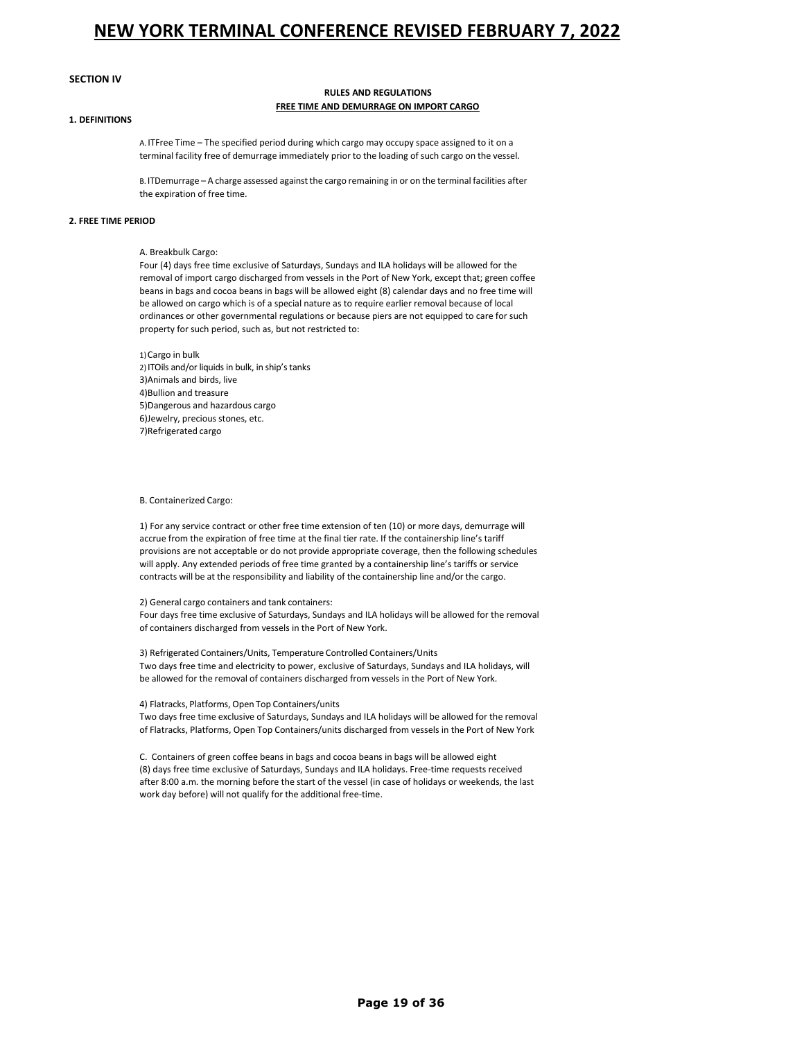## SECTION IV

**RULES AND REGULATIONS**

**FREE TIME AND DEMURRAGE ON IMPORT CARGO**

### 1. DEFINITIONS

A. ITFree Time – The specified period during which cargo may occupy space assigned to it on a terminal facility free of demurrage immediately prior to the loading of such cargo on the vessel.

B. ITDemurrage – A charge assessed against the cargo remaining in or on the terminal facilities after the expiration of free time.

### 2. FREE TIME PERIOD

A. Breakbulk Cargo:

Four (4) days free time exclusive of Saturdays, Sundays and ILA holidays will be allowed for the removal of import cargo discharged from vessels in the Port of New York, except that; green coffee beans in bags and cocoa beans in bags will be allowed eight (8) calendar days and no free time will be allowed on cargo which is of a special nature as to require earlier removal because of local ordinances or other governmental regulations or because piers are not equipped to care for such property for such period, such as, but not restricted to:

1) Cargo in bulk
2) ITOils and/or liquids in bulk, in ship's tanks
3) Animals and birds, live
4) Bullion and treasure
5) Dangerous and hazardous cargo
6) Jewelry, precious stones, etc.
7) Refrigerated cargo

B. Containerized Cargo:

1) For any service contract or other free time extension of ten (10) or more days, demurrage will accrue from the expiration of free time at the final tier rate. If the containership line's tariff provisions are not acceptable or do not provide appropriate coverage, then the following schedules will apply. Any extended periods of free time granted by a containership line's tariffs or service contracts will be at the responsibility and liability of the containership line and/or the cargo.

2) General cargo containers and tank containers:
Four days free time exclusive of Saturdays, Sundays and ILA holidays will be allowed for the removal of containers discharged from vessels in the Port of New York.

3) Refrigerated Containers/Units, Temperature Controlled Containers/Units
Two days free time and electricity to power, exclusive of Saturdays, Sundays and ILA holidays, will be allowed for the removal of containers discharged from vessels in the Port of New York.

4) Flatracks, Platforms, Open Top Containers/units
Two days free time exclusive of Saturdays, Sundays and ILA holidays will be allowed for the removal of Flatracks, Platforms, Open Top Containers/units discharged from vessels in the Port of New York

C. Containers of green coffee beans in bags and cocoa beans in bags will be allowed eight (8) days free time exclusive of Saturdays, Sundays and ILA holidays. Free-time requests received after 8:00 a.m. the morning before the start of the vessel (in case of holidays or weekends, the last work day before) will not qualify for the additional free-time.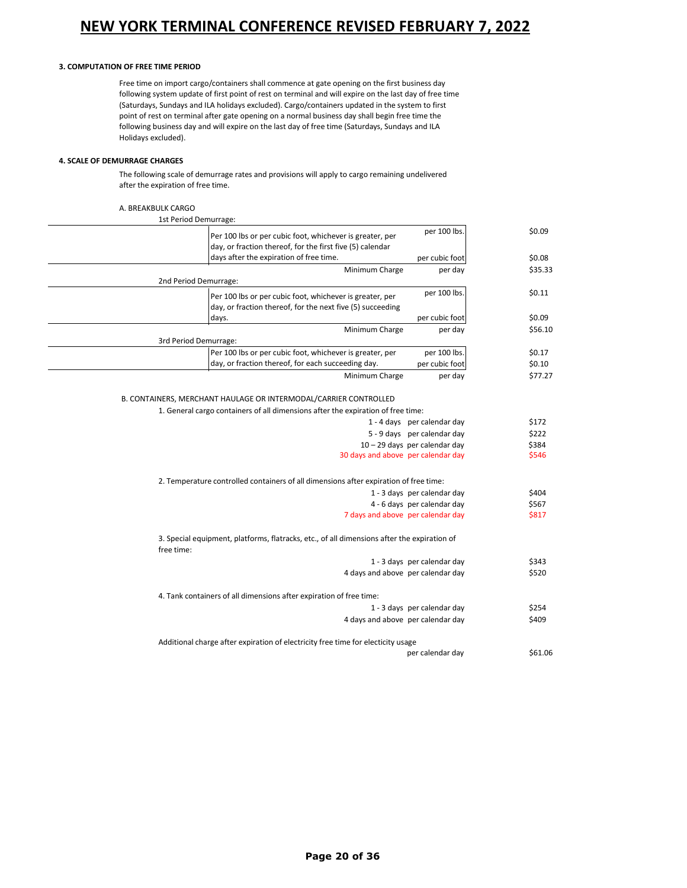# NEW YORK TERMINAL CONFERENCE REVISED FEBRUARY 7, 2022

**3. COMPUTATION OF FREE TIME PERIOD**

Free time on import cargo/containers shall commence at gate opening on the first business day following system update of first point of rest on terminal and will expire on the last day of free time (Saturdays, Sundays and ILA holidays excluded). Cargo/containers updated in the system to first point of rest on terminal after gate opening on a normal business day shall begin free time the following business day and will expire on the last day of free time (Saturdays, Sundays and ILA Holidays excluded).

**4. SCALE OF DEMURRAGE CHARGES**

The following scale of demurrage rates and provisions will apply to cargo remaining undelivered after the expiration of free time.

A. BREAKBULK CARGO

| Period | Description | Unit | Rate |
|---|---|---|---|
| 1st Period Demurrage: | Per 100 lbs or per cubic foot, whichever is greater, per day, or fraction thereof, for the first five (5) calendar days after the expiration of free time. | per 100 lbs. | $0.09 |
| | | per cubic foot | $0.08 |
| | Minimum Charge | per day | $35.33 |
| 2nd Period Demurrage: | Per 100 lbs or per cubic foot, whichever is greater, per day, or fraction thereof, for the next five (5) succeeding days. | per 100 lbs. | $0.11 |
| | | per cubic foot | $0.09 |
| | Minimum Charge | per day | $56.10 |
| 3rd Period Demurrage: | Per 100 lbs or per cubic foot, whichever is greater, per day, or fraction thereof, for each succeeding day. | per 100 lbs. | $0.17 |
| | | per cubic foot | $0.10 |
| | Minimum Charge | per day | $77.27 |

B. CONTAINERS, MERCHANT HAULAGE OR INTERMODAL/CARRIER CONTROLLED

1. General cargo containers of all dimensions after the expiration of free time:

| Days | Unit | Rate |
|---|---|---|
| 1 - 4 days | per calendar day | $172 |
| 5 - 9 days | per calendar day | $222 |
| 10 – 29 days | per calendar day | $384 |
| 30 days and above | per calendar day | $546 |

2. Temperature controlled containers of all dimensions after expiration of free time:

| Days | Unit | Rate |
|---|---|---|
| 1 - 3 days | per calendar day | $404 |
| 4 - 6 days | per calendar day | $567 |
| 7 days and above | per calendar day | $817 |

3. Special equipment, platforms, flatracks, etc., of all dimensions after the expiration of free time:

| Days | Unit | Rate |
|---|---|---|
| 1 - 3 days | per calendar day | $343 |
| 4 days and above | per calendar day | $520 |

4. Tank containers of all dimensions after expiration of free time:

| Days | Unit | Rate |
|---|---|---|
| 1 - 3 days | per calendar day | $254 |
| 4 days and above | per calendar day | $409 |

Additional charge after expiration of electricity free time for electicity usage

| Unit | Rate |
|---|---|
| per calendar day | $61.06 |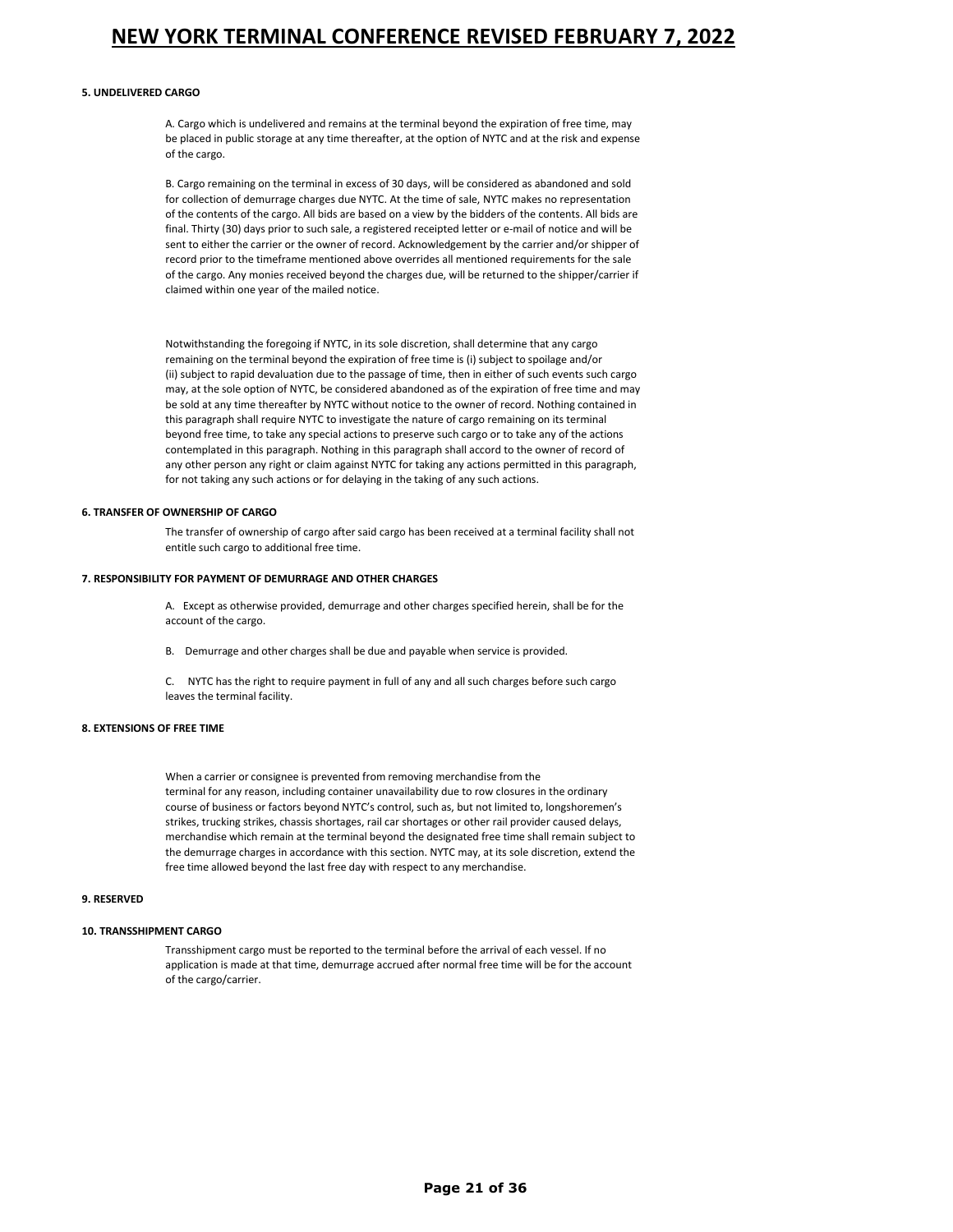### 5. UNDELIVERED CARGO

A. Cargo which is undelivered and remains at the terminal beyond the expiration of free time, may be placed in public storage at any time thereafter, at the option of NYTC and at the risk and expense of the cargo.

B. Cargo remaining on the terminal in excess of 30 days, will be considered as abandoned and sold for collection of demurrage charges due NYTC. At the time of sale, NYTC makes no representation of the contents of the cargo. All bids are based on a view by the bidders of the contents. All bids are final. Thirty (30) days prior to such sale, a registered receipted letter or e-mail of notice and will be sent to either the carrier or the owner of record. Acknowledgement by the carrier and/or shipper of record prior to the timeframe mentioned above overrides all mentioned requirements for the sale of the cargo. Any monies received beyond the charges due, will be returned to the shipper/carrier if claimed within one year of the mailed notice.

Notwithstanding the foregoing if NYTC, in its sole discretion, shall determine that any cargo remaining on the terminal beyond the expiration of free time is (i) subject to spoilage and/or (ii) subject to rapid devaluation due to the passage of time, then in either of such events such cargo may, at the sole option of NYTC, be considered abandoned as of the expiration of free time and may be sold at any time thereafter by NYTC without notice to the owner of record. Nothing contained in this paragraph shall require NYTC to investigate the nature of cargo remaining on its terminal beyond free time, to take any special actions to preserve such cargo or to take any of the actions contemplated in this paragraph. Nothing in this paragraph shall accord to the owner of record of any other person any right or claim against NYTC for taking any actions permitted in this paragraph, for not taking any such actions or for delaying in the taking of any such actions.

### 6. TRANSFER OF OWNERSHIP OF CARGO

The transfer of ownership of cargo after said cargo has been received at a terminal facility shall not entitle such cargo to additional free time.

### 7. RESPONSIBILITY FOR PAYMENT OF DEMURRAGE AND OTHER CHARGES

A. Except as otherwise provided, demurrage and other charges specified herein, shall be for the account of the cargo.

B. Demurrage and other charges shall be due and payable when service is provided.

C. NYTC has the right to require payment in full of any and all such charges before such cargo leaves the terminal facility.

### 8. EXTENSIONS OF FREE TIME

When a carrier or consignee is prevented from removing merchandise from the terminal for any reason, including container unavailability due to row closures in the ordinary course of business or factors beyond NYTC's control, such as, but not limited to, longshoremen's strikes, trucking strikes, chassis shortages, rail car shortages or other rail provider caused delays, merchandise which remain at the terminal beyond the designated free time shall remain subject to the demurrage charges in accordance with this section. NYTC may, at its sole discretion, extend the free time allowed beyond the last free day with respect to any merchandise.

### 9. RESERVED

### 10. TRANSSHIPMENT CARGO

Transshipment cargo must be reported to the terminal before the arrival of each vessel. If no application is made at that time, demurrage accrued after normal free time will be for the account of the cargo/carrier.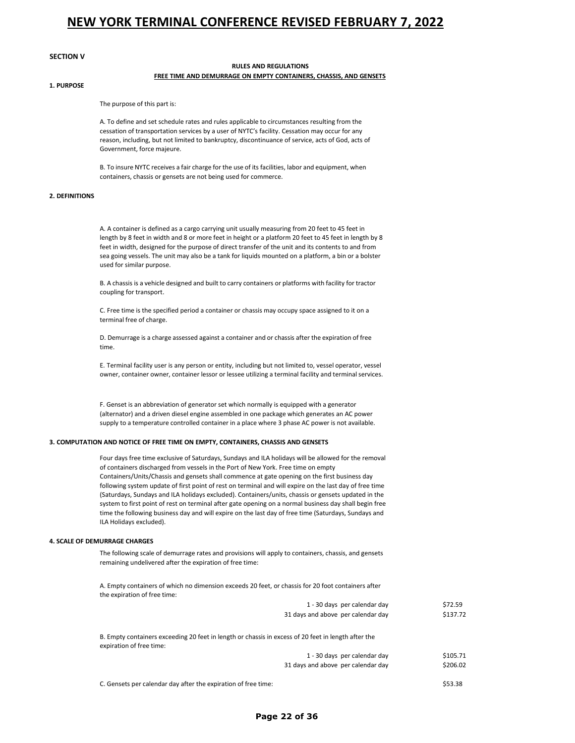# NEW YORK TERMINAL CONFERENCE REVISED FEBRUARY 7, 2022

## SECTION V

### RULES AND REGULATIONS

### FREE TIME AND DEMURRAGE ON EMPTY CONTAINERS, CHASSIS, AND GENSETS

**1. PURPOSE**

The purpose of this part is:

A. To define and set schedule rates and rules applicable to circumstances resulting from the cessation of transportation services by a user of NYTC's facility. Cessation may occur for any reason, including, but not limited to bankruptcy, discontinuance of service, acts of God, acts of Government, force majeure.

B. To insure NYTC receives a fair charge for the use of its facilities, labor and equipment, when containers, chassis or gensets are not being used for commerce.

**2. DEFINITIONS**

A. A container is defined as a cargo carrying unit usually measuring from 20 feet to 45 feet in length by 8 feet in width and 8 or more feet in height or a platform 20 feet to 45 feet in length by 8 feet in width, designed for the purpose of direct transfer of the unit and its contents to and from sea going vessels. The unit may also be a tank for liquids mounted on a platform, a bin or a bolster used for similar purpose.

B. A chassis is a vehicle designed and built to carry containers or platforms with facility for tractor coupling for transport.

C. Free time is the specified period a container or chassis may occupy space assigned to it on a terminal free of charge.

D. Demurrage is a charge assessed against a container and or chassis after the expiration of free time.

E. Terminal facility user is any person or entity, including but not limited to, vessel operator, vessel owner, container owner, container lessor or lessee utilizing a terminal facility and terminal services.

F. Genset is an abbreviation of generator set which normally is equipped with a generator (alternator) and a driven diesel engine assembled in one package which generates an AC power supply to a temperature controlled container in a place where 3 phase AC power is not available.

**3. COMPUTATION AND NOTICE OF FREE TIME ON EMPTY, CONTAINERS, CHASSIS AND GENSETS**

Four days free time exclusive of Saturdays, Sundays and ILA holidays will be allowed for the removal of containers discharged from vessels in the Port of New York. Free time on empty Containers/Units/Chassis and gensets shall commence at gate opening on the first business day following system update of first point of rest on terminal and will expire on the last day of free time (Saturdays, Sundays and ILA holidays excluded). Containers/units, chassis or gensets updated in the system to first point of rest on terminal after gate opening on a normal business day shall begin free time the following business day and will expire on the last day of free time (Saturdays, Sundays and ILA Holidays excluded).

**4. SCALE OF DEMURRAGE CHARGES**

The following scale of demurrage rates and provisions will apply to containers, chassis, and gensets remaining undelivered after the expiration of free time:

A. Empty containers of which no dimension exceeds 20 feet, or chassis for 20 foot containers after the expiration of free time:

| | |
|---|---|
| 1 - 30 days per calendar day | $72.59 |
| 31 days and above per calendar day | $137.72 |

B. Empty containers exceeding 20 feet in length or chassis in excess of 20 feet in length after the expiration of free time:

| | |
|---|---|
| 1 - 30 days per calendar day | $105.71 |
| 31 days and above per calendar day | $206.02 |

C. Gensets per calendar day after the expiration of free time: $53.38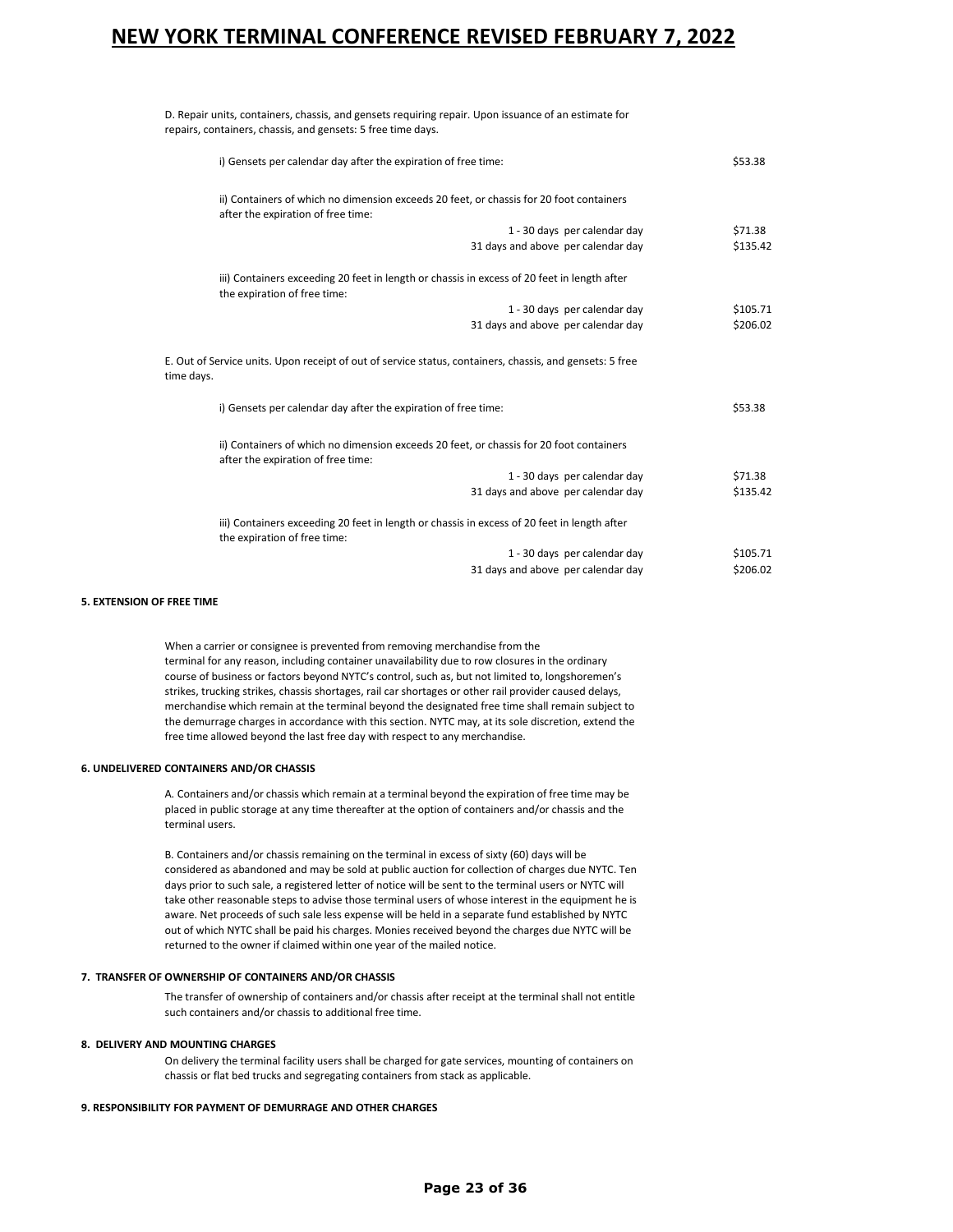D. Repair units, containers, chassis, and gensets requiring repair. Upon issuance of an estimate for repairs, containers, chassis, and gensets: 5 free time days.

| | |
|---|---|
| i) Gensets per calendar day after the expiration of free time: | $53.38 |
| ii) Containers of which no dimension exceeds 20 feet, or chassis for 20 foot containers after the expiration of free time: | |
| 1 - 30 days per calendar day | $71.38 |
| 31 days and above per calendar day | $135.42 |
| iii) Containers exceeding 20 feet in length or chassis in excess of 20 feet in length after the expiration of free time: | |
| 1 - 30 days per calendar day | $105.71 |
| 31 days and above per calendar day | $206.02 |

E. Out of Service units. Upon receipt of out of service status, containers, chassis, and gensets: 5 free time days.

| | |
|---|---|
| i) Gensets per calendar day after the expiration of free time: | $53.38 |
| ii) Containers of which no dimension exceeds 20 feet, or chassis for 20 foot containers after the expiration of free time: | |
| 1 - 30 days per calendar day | $71.38 |
| 31 days and above per calendar day | $135.42 |
| iii) Containers exceeding 20 feet in length or chassis in excess of 20 feet in length after the expiration of free time: | |
| 1 - 30 days per calendar day | $105.71 |
| 31 days and above per calendar day | $206.02 |

**5. EXTENSION OF FREE TIME**

When a carrier or consignee is prevented from removing merchandise from the terminal for any reason, including container unavailability due to row closures in the ordinary course of business or factors beyond NYTC's control, such as, but not limited to, longshoremen's strikes, trucking strikes, chassis shortages, rail car shortages or other rail provider caused delays, merchandise which remain at the terminal beyond the designated free time shall remain subject to the demurrage charges in accordance with this section. NYTC may, at its sole discretion, extend the free time allowed beyond the last free day with respect to any merchandise.

**6. UNDELIVERED CONTAINERS AND/OR CHASSIS**

A. Containers and/or chassis which remain at a terminal beyond the expiration of free time may be placed in public storage at any time thereafter at the option of containers and/or chassis and the terminal users.

B. Containers and/or chassis remaining on the terminal in excess of sixty (60) days will be considered as abandoned and may be sold at public auction for collection of charges due NYTC. Ten days prior to such sale, a registered letter of notice will be sent to the terminal users or NYTC will take other reasonable steps to advise those terminal users of whose interest in the equipment he is aware. Net proceeds of such sale less expense will be held in a separate fund established by NYTC out of which NYTC shall be paid his charges. Monies received beyond the charges due NYTC will be returned to the owner if claimed within one year of the mailed notice.

**7. TRANSFER OF OWNERSHIP OF CONTAINERS AND/OR CHASSIS**

The transfer of ownership of containers and/or chassis after receipt at the terminal shall not entitle such containers and/or chassis to additional free time.

**8. DELIVERY AND MOUNTING CHARGES**

On delivery the terminal facility users shall be charged for gate services, mounting of containers on chassis or flat bed trucks and segregating containers from stack as applicable.

**9. RESPONSIBILITY FOR PAYMENT OF DEMURRAGE AND OTHER CHARGES**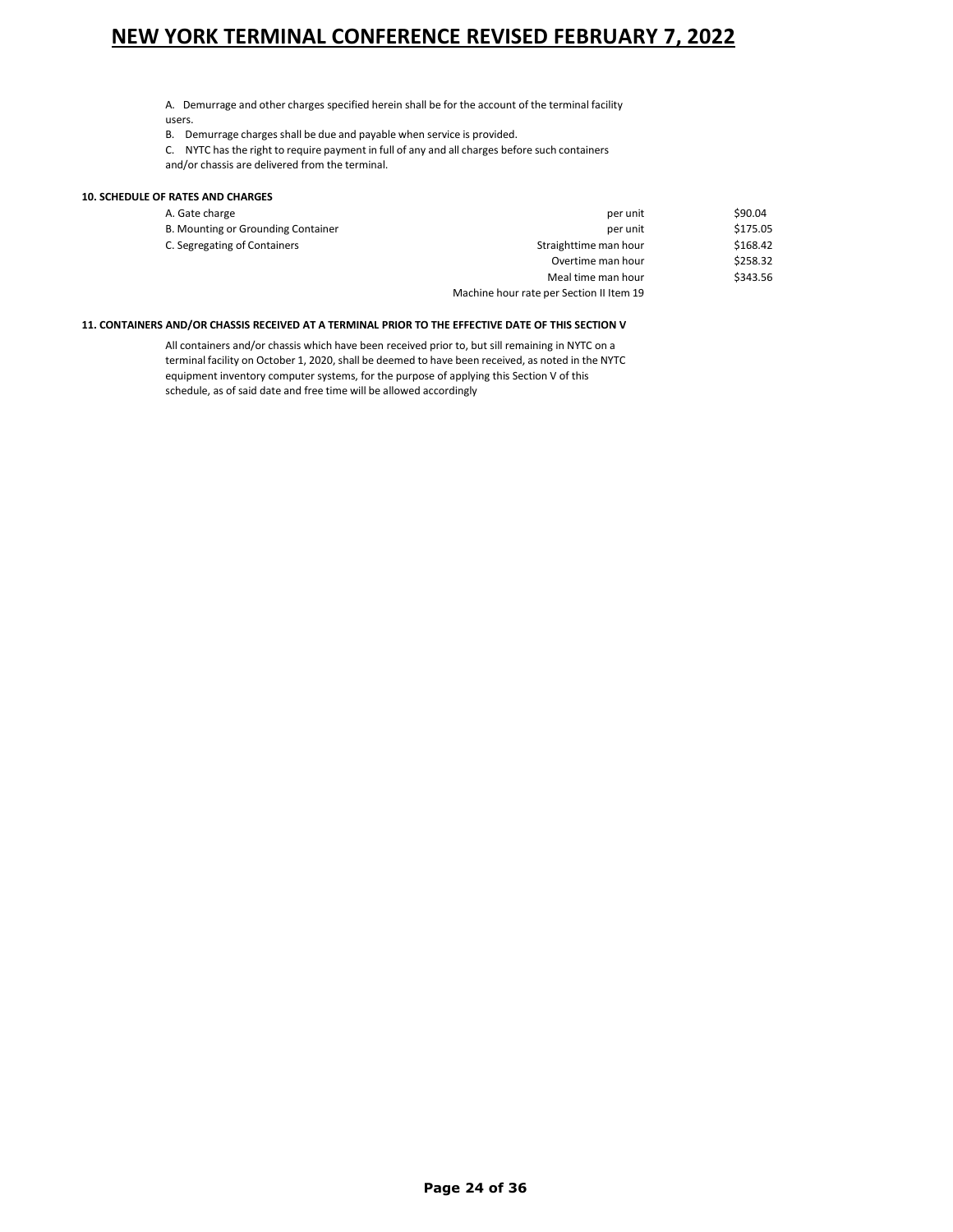A. Demurrage and other charges specified herein shall be for the account of the terminal facility users.

B. Demurrage charges shall be due and payable when service is provided.

C. NYTC has the right to require payment in full of any and all charges before such containers and/or chassis are delivered from the terminal.

**10. SCHEDULE OF RATES AND CHARGES**

| | | |
|---|---|---|
| A. Gate charge | per unit | $90.04 |
| B. Mounting or Grounding Container | per unit | $175.05 |
| C. Segregating of Containers | Straighttime man hour | $168.42 |
| | Overtime man hour | $258.32 |
| | Meal time man hour | $343.56 |
| | Machine hour rate per Section II Item 19 | |

**11. CONTAINERS AND/OR CHASSIS RECEIVED AT A TERMINAL PRIOR TO THE EFFECTIVE DATE OF THIS SECTION V**

All containers and/or chassis which have been received prior to, but sill remaining in NYTC on a terminal facility on October 1, 2020, shall be deemed to have been received, as noted in the NYTC equipment inventory computer systems, for the purpose of applying this Section V of this schedule, as of said date and free time will be allowed accordingly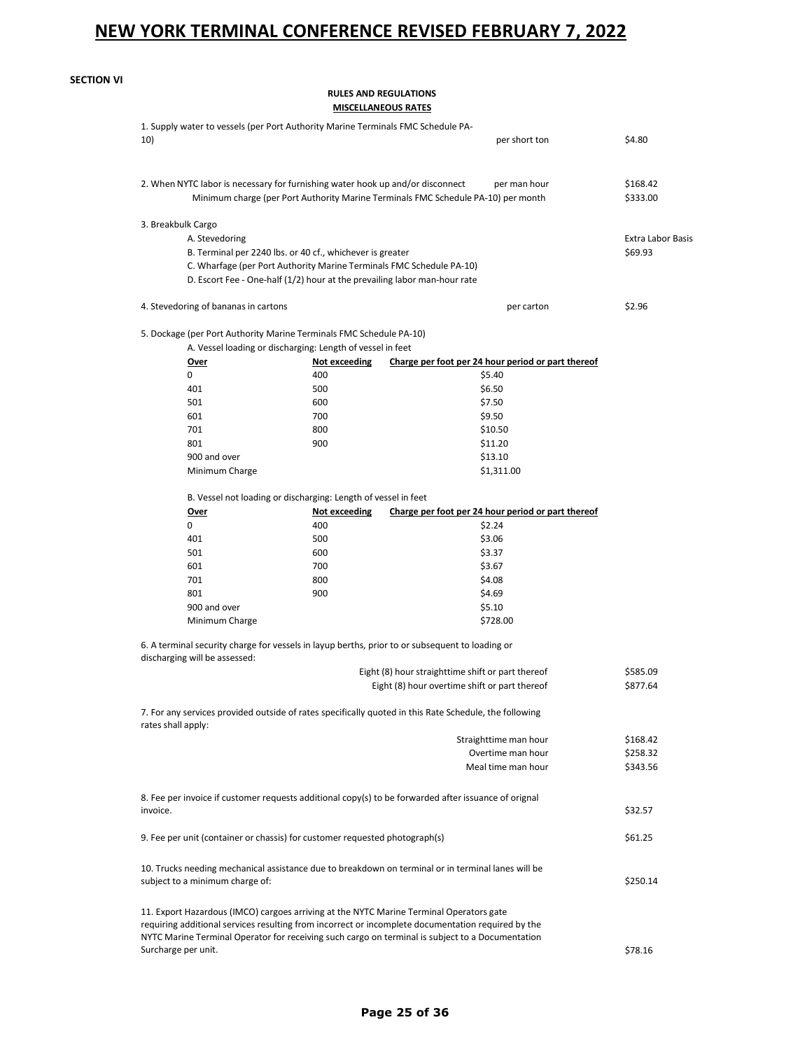**SECTION VI**

**RULES AND REGULATIONS**

**MISCELLANEOUS RATES**

1. Supply water to vessels (per Port Authority Marine Terminals FMC Schedule PA-10) — per short ton — $4.80

2. When NYTC labor is necessary for furnishing water hook up and/or disconnect — per man hour — $168.42
   Minimum charge (per Port Authority Marine Terminals FMC Schedule PA-10) per month — $333.00

3. Breakbulk Cargo
   - A. Stevedoring — Extra Labor Basis
   - B. Terminal per 2240 lbs. or 40 cf., whichever is greater — $69.93
   - C. Wharfage (per Port Authority Marine Terminals FMC Schedule PA-10)
   - D. Escort Fee - One-half (1/2) hour at the prevailing labor man-hour rate

4. Stevedoring of bananas in cartons — per carton — $2.96

5. Dockage (per Port Authority Marine Terminals FMC Schedule PA-10)

   A. Vessel loading or discharging: Length of vessel in feet

| Over | Not exceeding | Charge per foot per 24 hour period or part thereof |
|---|---|---|
| 0 | 400 | $5.40 |
| 401 | 500 | $6.50 |
| 501 | 600 | $7.50 |
| 601 | 700 | $9.50 |
| 701 | 800 | $10.50 |
| 801 | 900 | $11.20 |
| 900 and over | | $13.10 |
| Minimum Charge | | $1,311.00 |

   B. Vessel not loading or discharging: Length of vessel in feet

| Over | Not exceeding | Charge per foot per 24 hour period or part thereof |
|---|---|---|
| 0 | 400 | $2.24 |
| 401 | 500 | $3.06 |
| 501 | 600 | $3.37 |
| 601 | 700 | $3.67 |
| 701 | 800 | $4.08 |
| 801 | 900 | $4.69 |
| 900 and over | | $5.10 |
| Minimum Charge | | $728.00 |

6. A terminal security charge for vessels in layup berths, prior to or subsequent to loading or discharging will be assessed:

| | |
|---|---|
| Eight (8) hour straighttime shift or part thereof | $585.09 |
| Eight (8) hour overtime shift or part thereof | $877.64 |

7. For any services provided outside of rates specifically quoted in this Rate Schedule, the following rates shall apply:

| | |
|---|---|
| Straighttime man hour | $168.42 |
| Overtime man hour | $258.32 |
| Meal time man hour | $343.56 |

8. Fee per invoice if customer requests additional copy(s) to be forwarded after issuance of orignal invoice. — $32.57

9. Fee per unit (container or chassis) for customer requested photograph(s) — $61.25

10. Trucks needing mechanical assistance due to breakdown on terminal or in terminal lanes will be subject to a minimum charge of: — $250.14

11. Export Hazardous (IMCO) cargoes arriving at the NYTC Marine Terminal Operators gate requiring additional services resulting from incorrect or incomplete documentation required by the NYTC Marine Terminal Operator for receiving such cargo on terminal is subject to a Documentation Surcharge per unit. — $78.16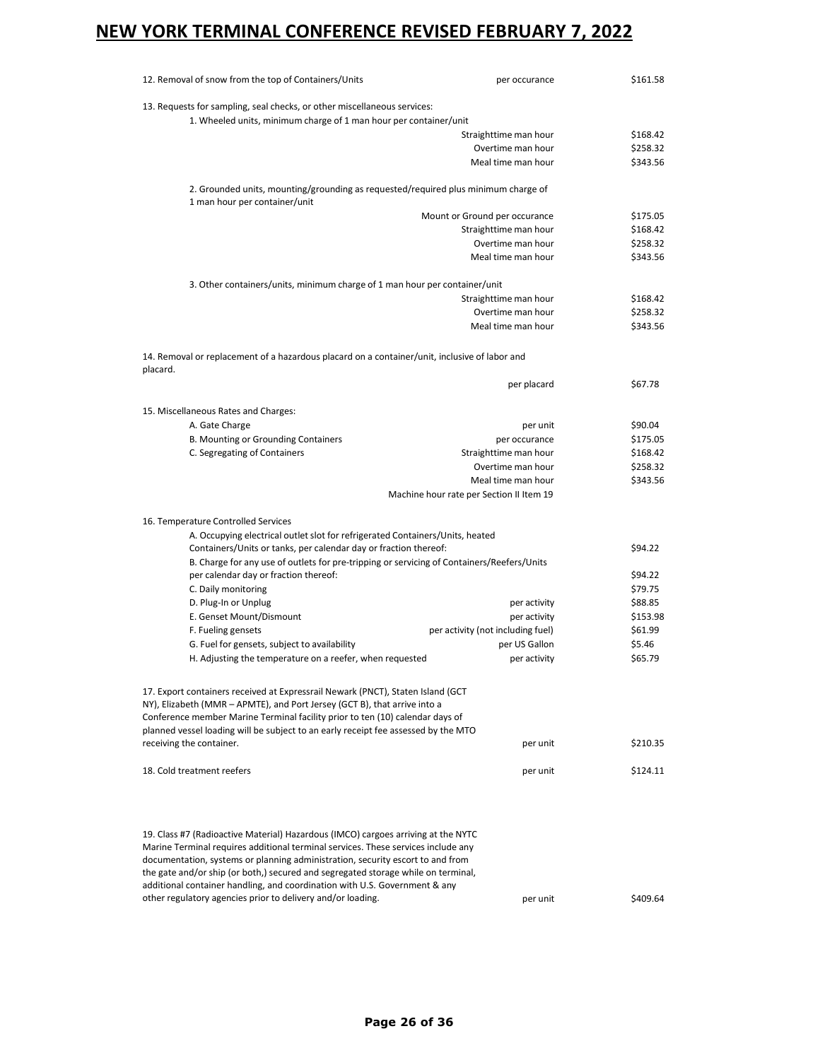| Item | Unit | Rate |
|---|---|---|
| 12. Removal of snow from the top of Containers/Units | per occurance | $161.58 |
| 13. Requests for sampling, seal checks, or other miscellaneous services: | | |
| 1. Wheeled units, minimum charge of 1 man hour per container/unit | | |
| | Straighttime man hour | $168.42 |
| | Overtime man hour | $258.32 |
| | Meal time man hour | $343.56 |
| 2. Grounded units, mounting/grounding as requested/required plus minimum charge of 1 man hour per container/unit | | |
| | Mount or Ground per occurance | $175.05 |
| | Straighttime man hour | $168.42 |
| | Overtime man hour | $258.32 |
| | Meal time man hour | $343.56 |
| 3. Other containers/units, minimum charge of 1 man hour per container/unit | | |
| | Straighttime man hour | $168.42 |
| | Overtime man hour | $258.32 |
| | Meal time man hour | $343.56 |
| 14. Removal or replacement of a hazardous placard on a container/unit, inclusive of labor and placard. | per placard | $67.78 |
| 15. Miscellaneous Rates and Charges: | | |
| A. Gate Charge | per unit | $90.04 |
| B. Mounting or Grounding Containers | per occurance | $175.05 |
| C. Segregating of Containers | Straighttime man hour | $168.42 |
| | Overtime man hour | $258.32 |
| | Meal time man hour | $343.56 |
| | Machine hour rate per Section II Item 19 | |
| 16. Temperature Controlled Services | | |
| A. Occupying electrical outlet slot for refrigerated Containers/Units, heated Containers/Units or tanks, per calendar day or fraction thereof: | | $94.22 |
| B. Charge for any use of outlets for pre-tripping or servicing of Containers/Reefers/Units per calendar day or fraction thereof: | | $94.22 |
| C. Daily monitoring | | $79.75 |
| D. Plug-In or Unplug | per activity | $88.85 |
| E. Genset Mount/Dismount | per activity | $153.98 |
| F. Fueling gensets | per activity (not including fuel) | $61.99 |
| G. Fuel for gensets, subject to availability | per US Gallon | $5.46 |
| H. Adjusting the temperature on a reefer, when requested | per activity | $65.79 |
| 17. Export containers received at Expressrail Newark (PNCT), Staten Island (GCT NY), Elizabeth (MMR – APMTE), and Port Jersey (GCT B), that arrive into a Conference member Marine Terminal facility prior to ten (10) calendar days of planned vessel loading will be subject to an early receipt fee assessed by the MTO receiving the container. | per unit | $210.35 |
| 18. Cold treatment reefers | per unit | $124.11 |
| 19. Class #7 (Radioactive Material) Hazardous (IMCO) cargoes arriving at the NYTC Marine Terminal requires additional terminal services. These services include any documentation, systems or planning administration, security escort to and from the gate and/or ship (or both,) secured and segregated storage while on terminal, additional container handling, and coordination with U.S. Government & any other regulatory agencies prior to delivery and/or loading. | per unit | $409.64 |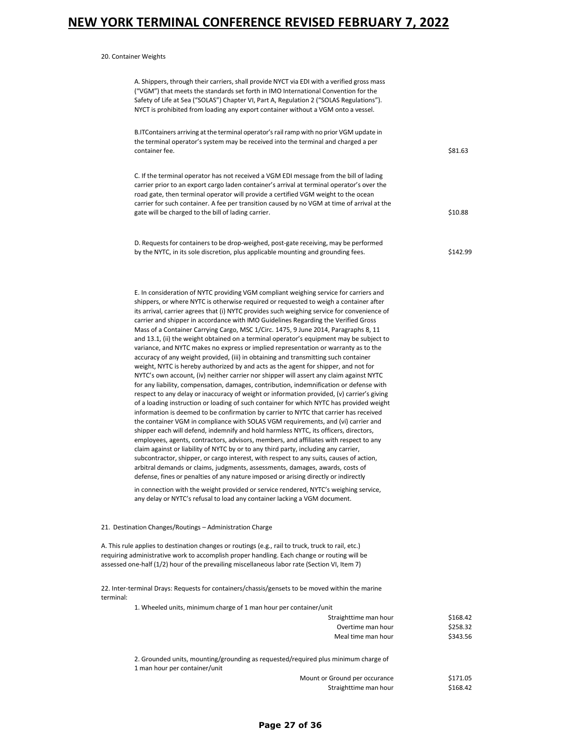20. Container Weights

A. Shippers, through their carriers, shall provide NYCT via EDI with a verified gross mass ("VGM") that meets the standards set forth in IMO International Convention for the Safety of Life at Sea ("SOLAS") Chapter VI, Part A, Regulation 2 ("SOLAS Regulations"). NYCT is prohibited from loading any export container without a VGM onto a vessel.

| | |
|---|---|
| B.ITContainers arriving at the terminal operator's rail ramp with no prior VGM update in the terminal operator's system may be received into the terminal and charged a per container fee. | $81.63 |
| C. If the terminal operator has not received a VGM EDI message from the bill of lading carrier prior to an export cargo laden container's arrival at terminal operator's over the road gate, then terminal operator will provide a certified VGM weight to the ocean carrier for such container. A fee per transition caused by no VGM at time of arrival at the gate will be charged to the bill of lading carrier. | $10.88 |
| D. Requests for containers to be drop-weighed, post-gate receiving, may be performed by the NYTC, in its sole discretion, plus applicable mounting and grounding fees. | $142.99 |

E. In consideration of NYTC providing VGM compliant weighing service for carriers and shippers, or where NYTC is otherwise required or requested to weigh a container after its arrival, carrier agrees that (i) NYTC provides such weighing service for convenience of carrier and shipper in accordance with IMO Guidelines Regarding the Verified Gross Mass of a Container Carrying Cargo, MSC 1/Circ. 1475, 9 June 2014, Paragraphs 8, 11 and 13.1, (ii) the weight obtained on a terminal operator's equipment may be subject to variance, and NYTC makes no express or implied representation or warranty as to the accuracy of any weight provided, (iii) in obtaining and transmitting such container weight, NYTC is hereby authorized by and acts as the agent for shipper, and not for NYTC's own account, (iv) neither carrier nor shipper will assert any claim against NYTC for any liability, compensation, damages, contribution, indemnification or defense with respect to any delay or inaccuracy of weight or information provided, (v) carrier's giving of a loading instruction or loading of such container for which NYTC has provided weight information is deemed to be confirmation by carrier to NYTC that carrier has received the container VGM in compliance with SOLAS VGM requirements, and (vi) carrier and shipper each will defend, indemnify and hold harmless NYTC, its officers, directors, employees, agents, contractors, advisors, members, and affiliates with respect to any claim against or liability of NYTC by or to any third party, including any carrier, subcontractor, shipper, or cargo interest, with respect to any suits, causes of action, arbitral demands or claims, judgments, assessments, damages, awards, costs of defense, fines or penalties of any nature imposed or arising directly or indirectly in connection with the weight provided or service rendered, NYTC's weighing service, any delay or NYTC's refusal to load any container lacking a VGM document.

21. Destination Changes/Routings – Administration Charge

A. This rule applies to destination changes or routings (e.g., rail to truck, truck to rail, etc.) requiring administrative work to accomplish proper handling. Each change or routing will be assessed one-half (1/2) hour of the prevailing miscellaneous labor rate (Section VI, Item 7)

22. Inter-terminal Drays: Requests for containers/chassis/gensets to be moved within the marine terminal:

1. Wheeled units, minimum charge of 1 man hour per container/unit

| | |
|---|---|
| Straighttime man hour | $168.42 |
| Overtime man hour | $258.32 |
| Meal time man hour | $343.56 |

2. Grounded units, mounting/grounding as requested/required plus minimum charge of 1 man hour per container/unit

| | |
|---|---|
| Mount or Ground per occurance | $171.05 |
| Straighttime man hour | $168.42 |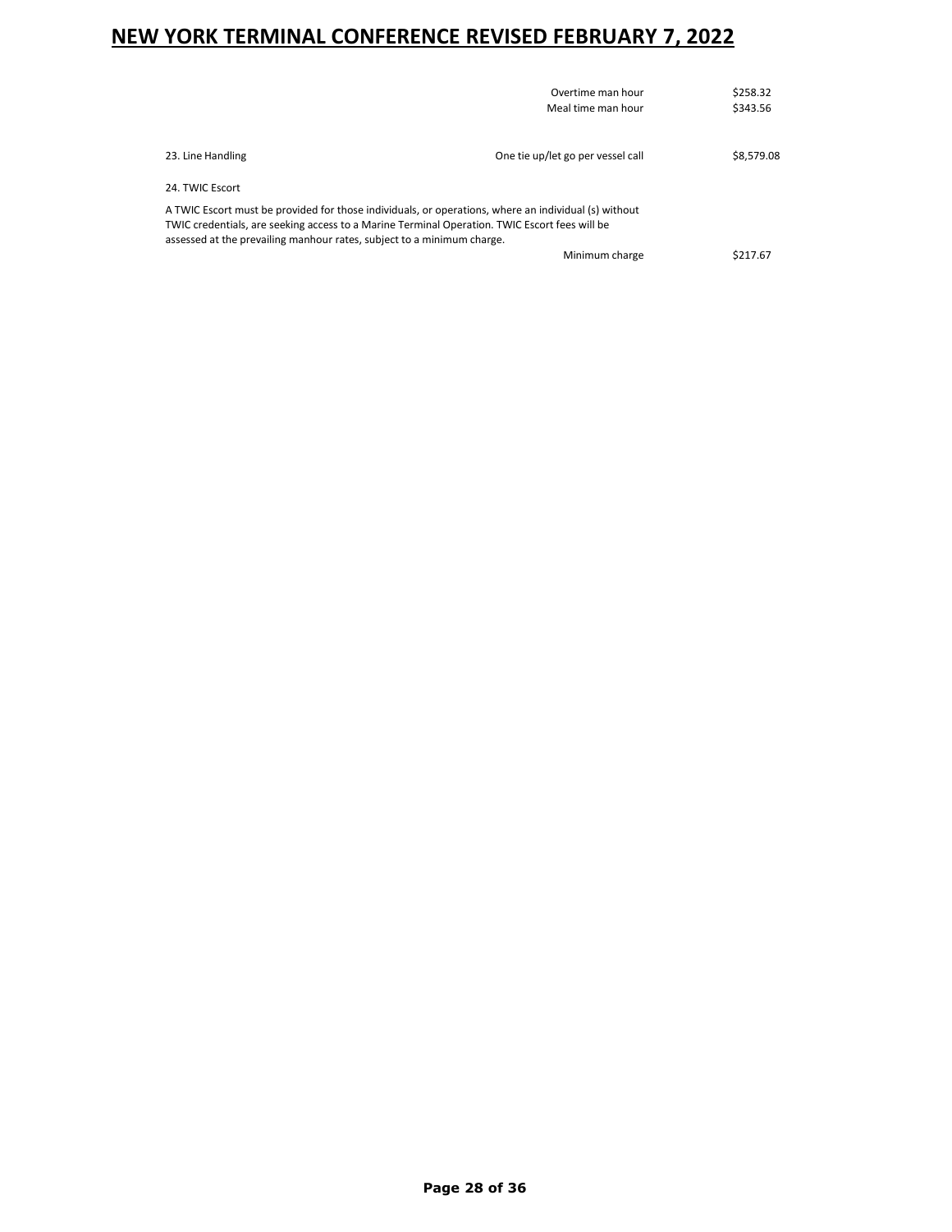| | | |
|---|---|---|
| | Overtime man hour | $258.32 |
| | Meal time man hour | $343.56 |
| 23. Line Handling | One tie up/let go per vessel call | $8,579.08 |

24. TWIC Escort

A TWIC Escort must be provided for those individuals, or operations, where an individual (s) without TWIC credentials, are seeking access to a Marine Terminal Operation. TWIC Escort fees will be assessed at the prevailing manhour rates, subject to a minimum charge.

| | |
|---|---|
| Minimum charge | $217.67 |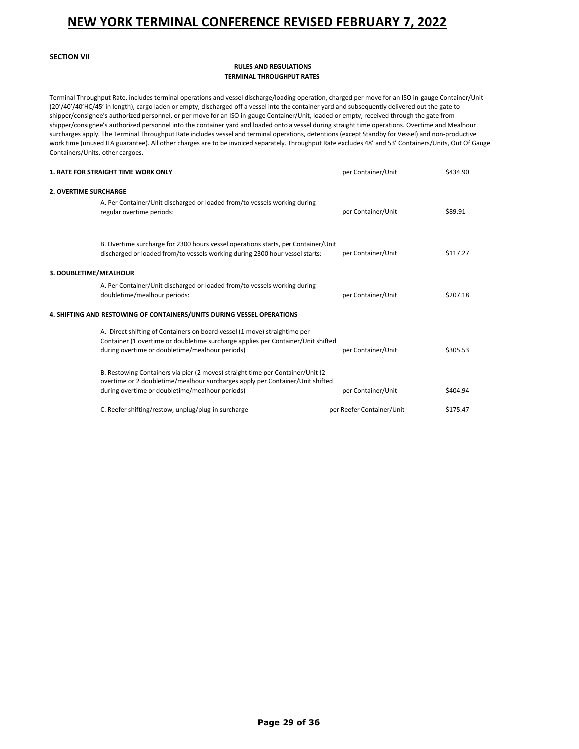**SECTION VII**

**RULES AND REGULATIONS**

**TERMINAL THROUGHPUT RATES**

Terminal Throughput Rate, includes terminal operations and vessel discharge/loading operation, charged per move for an ISO in-gauge Container/Unit (20'/40'/40'HC/45' in length), cargo laden or empty, discharged off a vessel into the container yard and subsequently delivered out the gate to shipper/consignee's authorized personnel, or per move for an ISO in-gauge Container/Unit, loaded or empty, received through the gate from shipper/consignee's authorized personnel into the container yard and loaded onto a vessel during straight time operations. Overtime and Mealhour surcharges apply. The Terminal Throughput Rate includes vessel and terminal operations, detentions (except Standby for Vessel) and non-productive work time (unused ILA guarantee). All other charges are to be invoiced separately. Throughput Rate excludes 48' and 53' Containers/Units, Out Of Gauge Containers/Units, other cargoes.

| | | |
|---|---|---|
| **1. RATE FOR STRAIGHT TIME WORK ONLY** | per Container/Unit | $434.90 |
| **2. OVERTIME SURCHARGE** | | |
| A. Per Container/Unit discharged or loaded from/to vessels working during regular overtime periods: | per Container/Unit | $89.91 |
| B. Overtime surcharge for 2300 hours vessel operations starts, per Container/Unit discharged or loaded from/to vessels working during 2300 hour vessel starts: | per Container/Unit | $117.27 |
| **3. DOUBLETIME/MEALHOUR** | | |
| A. Per Container/Unit discharged or loaded from/to vessels working during doubletime/mealhour periods: | per Container/Unit | $207.18 |
| **4. SHIFTING AND RESTOWING OF CONTAINERS/UNITS DURING VESSEL OPERATIONS** | | |
| A. Direct shifting of Containers on board vessel (1 move) straightime per Container (1 overtime or doubletime surcharge applies per Container/Unit shifted during overtime or doubletime/mealhour periods) | per Container/Unit | $305.53 |
| B. Restowing Containers via pier (2 moves) straight time per Container/Unit (2 overtime or 2 doubletime/mealhour surcharges apply per Container/Unit shifted during overtime or doubletime/mealhour periods) | per Container/Unit | $404.94 |
| C. Reefer shifting/restow, unplug/plug-in surcharge | per Reefer Container/Unit | $175.47 |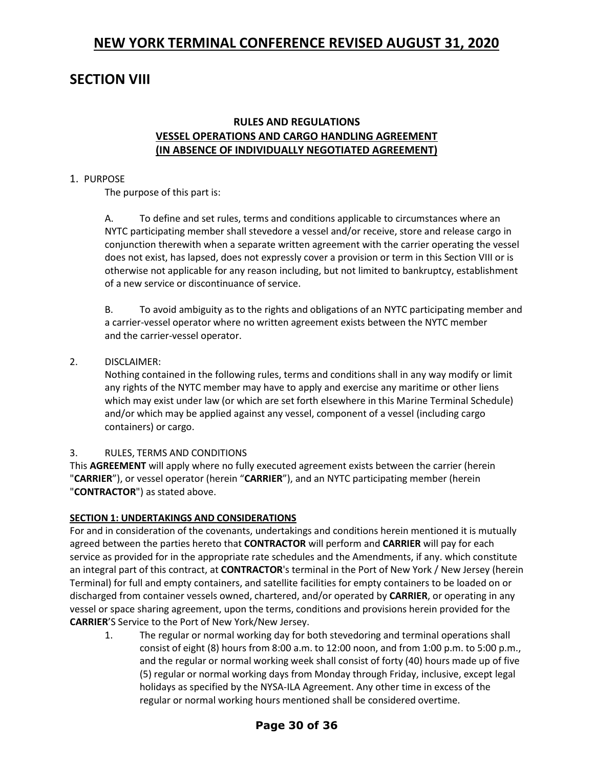## SECTION VIII

### RULES AND REGULATIONS
### VESSEL OPERATIONS AND CARGO HANDLING AGREEMENT
### (IN ABSENCE OF INDIVIDUALLY NEGOTIATED AGREEMENT)

1. PURPOSE

   The purpose of this part is:

   A. To define and set rules, terms and conditions applicable to circumstances where an NYTC participating member shall stevedore a vessel and/or receive, store and release cargo in conjunction therewith when a separate written agreement with the carrier operating the vessel does not exist, has lapsed, does not expressly cover a provision or term in this Section VIII or is otherwise not applicable for any reason including, but not limited to bankruptcy, establishment of a new service or discontinuance of service.

   B. To avoid ambiguity as to the rights and obligations of an NYTC participating member and a carrier-vessel operator where no written agreement exists between the NYTC member and the carrier-vessel operator.

2. DISCLAIMER:

   Nothing contained in the following rules, terms and conditions shall in any way modify or limit any rights of the NYTC member may have to apply and exercise any maritime or other liens which may exist under law (or which are set forth elsewhere in this Marine Terminal Schedule) and/or which may be applied against any vessel, component of a vessel (including cargo containers) or cargo.

3. RULES, TERMS AND CONDITIONS

This **AGREEMENT** will apply where no fully executed agreement exists between the carrier (herein "**CARRIER**"), or vessel operator (herein "**CARRIER**"), and an NYTC participating member (herein "**CONTRACTOR**") as stated above.

**SECTION 1: UNDERTAKINGS AND CONSIDERATIONS**

For and in consideration of the covenants, undertakings and conditions herein mentioned it is mutually agreed between the parties hereto that **CONTRACTOR** will perform and **CARRIER** will pay for each service as provided for in the appropriate rate schedules and the Amendments, if any. which constitute an integral part of this contract, at **CONTRACTOR**'s terminal in the Port of New York / New Jersey (herein Terminal) for full and empty containers, and satellite facilities for empty containers to be loaded on or discharged from container vessels owned, chartered, and/or operated by **CARRIER**, or operating in any vessel or space sharing agreement, upon the terms, conditions and provisions herein provided for the **CARRIER**'S Service to the Port of New York/New Jersey.

1. The regular or normal working day for both stevedoring and terminal operations shall consist of eight (8) hours from 8:00 a.m. to 12:00 noon, and from 1:00 p.m. to 5:00 p.m., and the regular or normal working week shall consist of forty (40) hours made up of five (5) regular or normal working days from Monday through Friday, inclusive, except legal holidays as specified by the NYSA-ILA Agreement. Any other time in excess of the regular or normal working hours mentioned shall be considered overtime.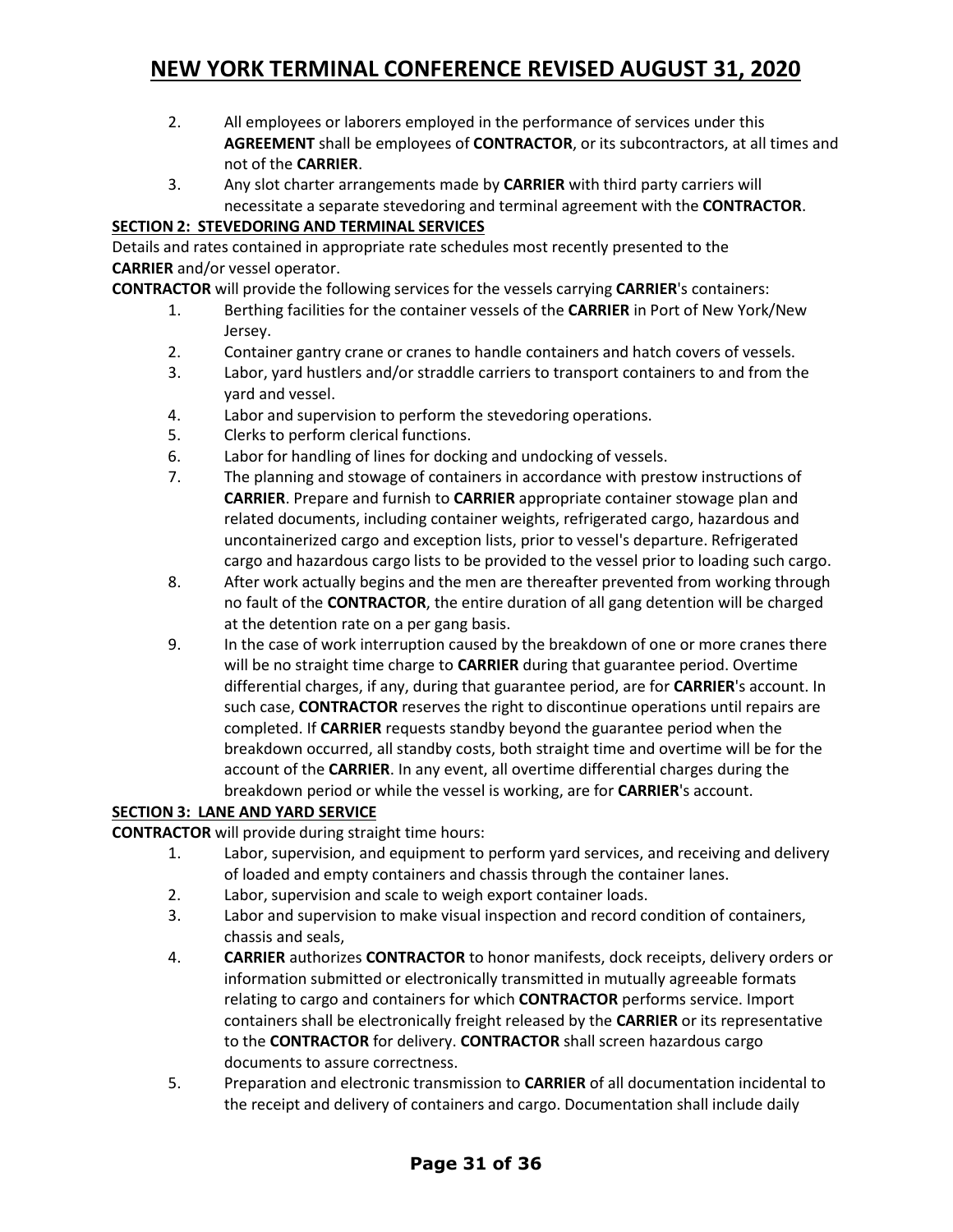2. All employees or laborers employed in the performance of services under this **AGREEMENT** shall be employees of **CONTRACTOR**, or its subcontractors, at all times and not of the **CARRIER**.
3. Any slot charter arrangements made by **CARRIER** with third party carriers will necessitate a separate stevedoring and terminal agreement with the **CONTRACTOR**.

**SECTION 2: STEVEDORING AND TERMINAL SERVICES**

Details and rates contained in appropriate rate schedules most recently presented to the **CARRIER** and/or vessel operator.

**CONTRACTOR** will provide the following services for the vessels carrying **CARRIER**'s containers:

1. Berthing facilities for the container vessels of the **CARRIER** in Port of New York/New Jersey.
2. Container gantry crane or cranes to handle containers and hatch covers of vessels.
3. Labor, yard hustlers and/or straddle carriers to transport containers to and from the yard and vessel.
4. Labor and supervision to perform the stevedoring operations.
5. Clerks to perform clerical functions.
6. Labor for handling of lines for docking and undocking of vessels.
7. The planning and stowage of containers in accordance with prestow instructions of **CARRIER**. Prepare and furnish to **CARRIER** appropriate container stowage plan and related documents, including container weights, refrigerated cargo, hazardous and uncontainerized cargo and exception lists, prior to vessel's departure. Refrigerated cargo and hazardous cargo lists to be provided to the vessel prior to loading such cargo.
8. After work actually begins and the men are thereafter prevented from working through no fault of the **CONTRACTOR**, the entire duration of all gang detention will be charged at the detention rate on a per gang basis.
9. In the case of work interruption caused by the breakdown of one or more cranes there will be no straight time charge to **CARRIER** during that guarantee period. Overtime differential charges, if any, during that guarantee period, are for **CARRIER**'s account. In such case, **CONTRACTOR** reserves the right to discontinue operations until repairs are completed. If **CARRIER** requests standby beyond the guarantee period when the breakdown occurred, all standby costs, both straight time and overtime will be for the account of the **CARRIER**. In any event, all overtime differential charges during the breakdown period or while the vessel is working, are for **CARRIER**'s account.

**SECTION 3: LANE AND YARD SERVICE**

**CONTRACTOR** will provide during straight time hours:

1. Labor, supervision, and equipment to perform yard services, and receiving and delivery of loaded and empty containers and chassis through the container lanes.
2. Labor, supervision and scale to weigh export container loads.
3. Labor and supervision to make visual inspection and record condition of containers, chassis and seals,
4. **CARRIER** authorizes **CONTRACTOR** to honor manifests, dock receipts, delivery orders or information submitted or electronically transmitted in mutually agreeable formats relating to cargo and containers for which **CONTRACTOR** performs service. Import containers shall be electronically freight released by the **CARRIER** or its representative to the **CONTRACTOR** for delivery. **CONTRACTOR** shall screen hazardous cargo documents to assure correctness.
5. Preparation and electronic transmission to **CARRIER** of all documentation incidental to the receipt and delivery of containers and cargo. Documentation shall include daily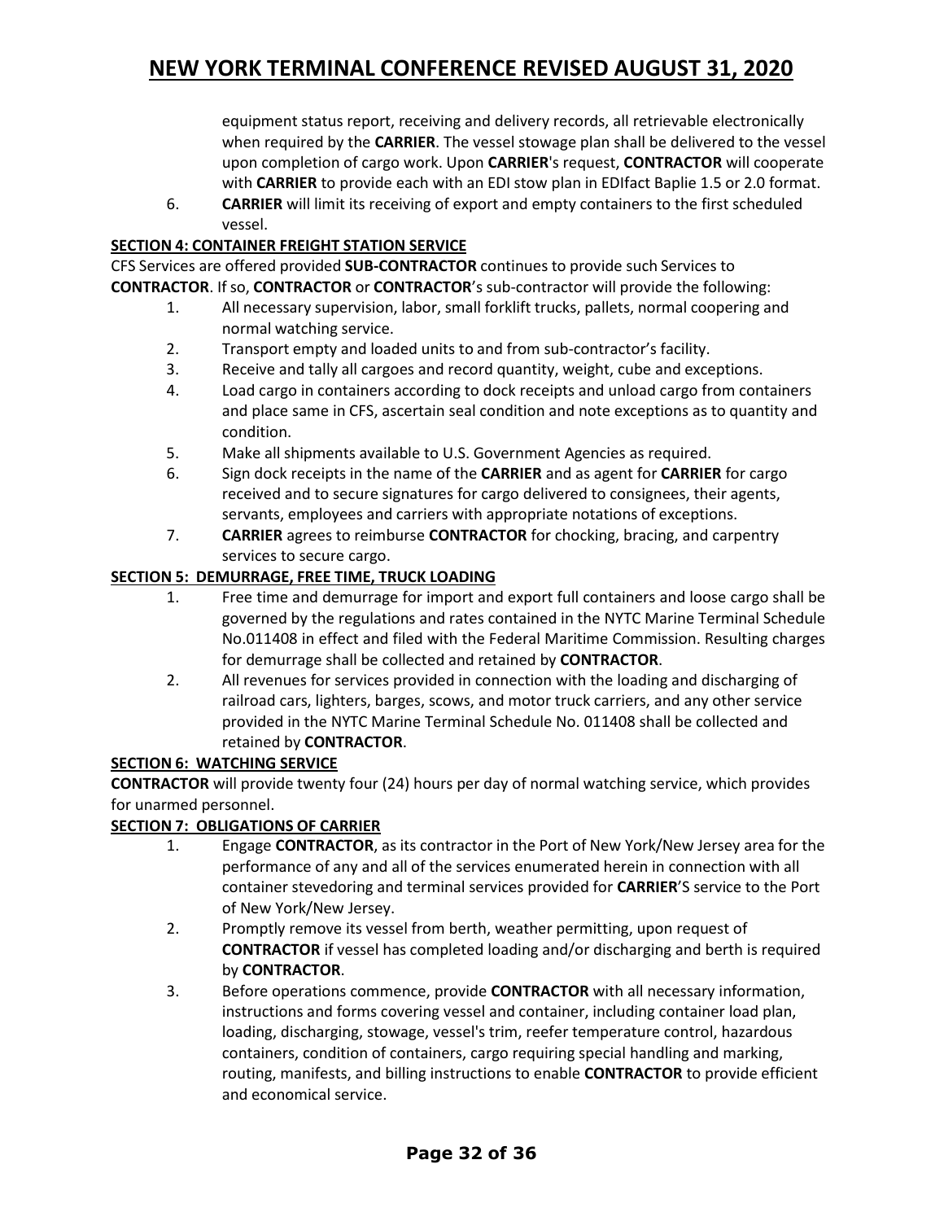equipment status report, receiving and delivery records, all retrievable electronically when required by the **CARRIER**. The vessel stowage plan shall be delivered to the vessel upon completion of cargo work. Upon **CARRIER**'s request, **CONTRACTOR** will cooperate with **CARRIER** to provide each with an EDI stow plan in EDIfact Baplie 1.5 or 2.0 format.

6. **CARRIER** will limit its receiving of export and empty containers to the first scheduled vessel.

**SECTION 4: CONTAINER FREIGHT STATION SERVICE**

CFS Services are offered provided **SUB-CONTRACTOR** continues to provide such Services to **CONTRACTOR**. If so, **CONTRACTOR** or **CONTRACTOR**'s sub-contractor will provide the following:

1. All necessary supervision, labor, small forklift trucks, pallets, normal coopering and normal watching service.
2. Transport empty and loaded units to and from sub-contractor's facility.
3. Receive and tally all cargoes and record quantity, weight, cube and exceptions.
4. Load cargo in containers according to dock receipts and unload cargo from containers and place same in CFS, ascertain seal condition and note exceptions as to quantity and condition.
5. Make all shipments available to U.S. Government Agencies as required.
6. Sign dock receipts in the name of the **CARRIER** and as agent for **CARRIER** for cargo received and to secure signatures for cargo delivered to consignees, their agents, servants, employees and carriers with appropriate notations of exceptions.
7. **CARRIER** agrees to reimburse **CONTRACTOR** for chocking, bracing, and carpentry services to secure cargo.

**SECTION 5: DEMURRAGE, FREE TIME, TRUCK LOADING**

1. Free time and demurrage for import and export full containers and loose cargo shall be governed by the regulations and rates contained in the NYTC Marine Terminal Schedule No.011408 in effect and filed with the Federal Maritime Commission. Resulting charges for demurrage shall be collected and retained by **CONTRACTOR**.
2. All revenues for services provided in connection with the loading and discharging of railroad cars, lighters, barges, scows, and motor truck carriers, and any other service provided in the NYTC Marine Terminal Schedule No. 011408 shall be collected and retained by **CONTRACTOR**.

**SECTION 6: WATCHING SERVICE**

**CONTRACTOR** will provide twenty four (24) hours per day of normal watching service, which provides for unarmed personnel.

**SECTION 7: OBLIGATIONS OF CARRIER**

1. Engage **CONTRACTOR**, as its contractor in the Port of New York/New Jersey area for the performance of any and all of the services enumerated herein in connection with all container stevedoring and terminal services provided for **CARRIER**'S service to the Port of New York/New Jersey.
2. Promptly remove its vessel from berth, weather permitting, upon request of **CONTRACTOR** if vessel has completed loading and/or discharging and berth is required by **CONTRACTOR**.
3. Before operations commence, provide **CONTRACTOR** with all necessary information, instructions and forms covering vessel and container, including container load plan, loading, discharging, stowage, vessel's trim, reefer temperature control, hazardous containers, condition of containers, cargo requiring special handling and marking, routing, manifests, and billing instructions to enable **CONTRACTOR** to provide efficient and economical service.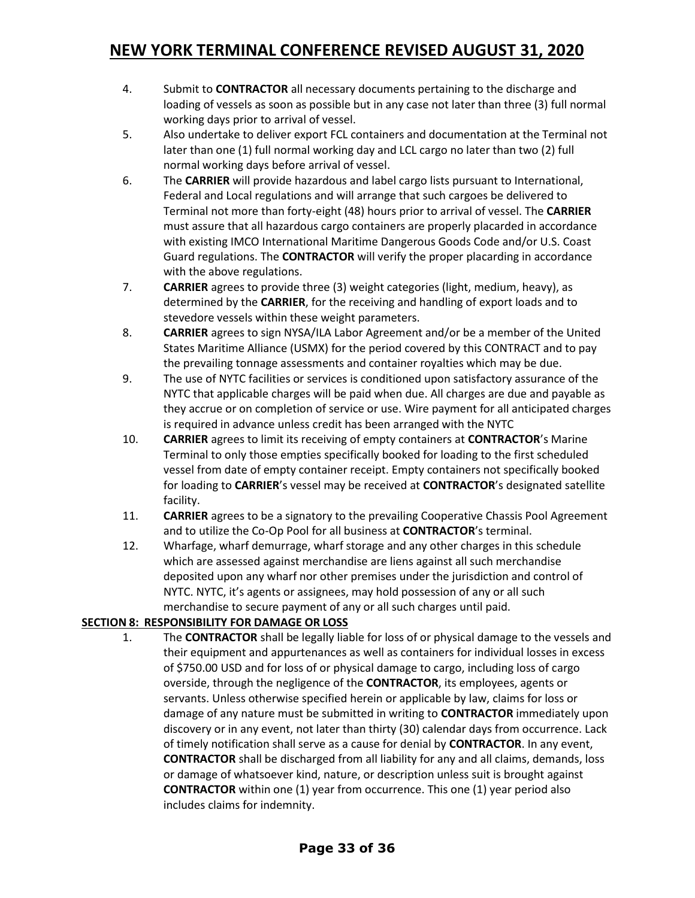4. Submit to **CONTRACTOR** all necessary documents pertaining to the discharge and loading of vessels as soon as possible but in any case not later than three (3) full normal working days prior to arrival of vessel.
5. Also undertake to deliver export FCL containers and documentation at the Terminal not later than one (1) full normal working day and LCL cargo no later than two (2) full normal working days before arrival of vessel.
6. The **CARRIER** will provide hazardous and label cargo lists pursuant to International, Federal and Local regulations and will arrange that such cargoes be delivered to Terminal not more than forty-eight (48) hours prior to arrival of vessel. The **CARRIER** must assure that all hazardous cargo containers are properly placarded in accordance with existing IMCO International Maritime Dangerous Goods Code and/or U.S. Coast Guard regulations. The **CONTRACTOR** will verify the proper placarding in accordance with the above regulations.
7. **CARRIER** agrees to provide three (3) weight categories (light, medium, heavy), as determined by the **CARRIER**, for the receiving and handling of export loads and to stevedore vessels within these weight parameters.
8. **CARRIER** agrees to sign NYSA/ILA Labor Agreement and/or be a member of the United States Maritime Alliance (USMX) for the period covered by this CONTRACT and to pay the prevailing tonnage assessments and container royalties which may be due.
9. The use of NYTC facilities or services is conditioned upon satisfactory assurance of the NYTC that applicable charges will be paid when due. All charges are due and payable as they accrue or on completion of service or use. Wire payment for all anticipated charges is required in advance unless credit has been arranged with the NYTC
10. **CARRIER** agrees to limit its receiving of empty containers at **CONTRACTOR**'s Marine Terminal to only those empties specifically booked for loading to the first scheduled vessel from date of empty container receipt. Empty containers not specifically booked for loading to **CARRIER**'s vessel may be received at **CONTRACTOR**'s designated satellite facility.
11. **CARRIER** agrees to be a signatory to the prevailing Cooperative Chassis Pool Agreement and to utilize the Co-Op Pool for all business at **CONTRACTOR**'s terminal.
12. Wharfage, wharf demurrage, wharf storage and any other charges in this schedule which are assessed against merchandise are liens against all such merchandise deposited upon any wharf nor other premises under the jurisdiction and control of NYTC. NYTC, it's agents or assignees, may hold possession of any or all such merchandise to secure payment of any or all such charges until paid.

**SECTION 8: RESPONSIBILITY FOR DAMAGE OR LOSS**

1. The **CONTRACTOR** shall be legally liable for loss of or physical damage to the vessels and their equipment and appurtenances as well as containers for individual losses in excess of $750.00 USD and for loss of or physical damage to cargo, including loss of cargo overside, through the negligence of the **CONTRACTOR**, its employees, agents or servants. Unless otherwise specified herein or applicable by law, claims for loss or damage of any nature must be submitted in writing to **CONTRACTOR** immediately upon discovery or in any event, not later than thirty (30) calendar days from occurrence. Lack of timely notification shall serve as a cause for denial by **CONTRACTOR**. In any event, **CONTRACTOR** shall be discharged from all liability for any and all claims, demands, loss or damage of whatsoever kind, nature, or description unless suit is brought against **CONTRACTOR** within one (1) year from occurrence. This one (1) year period also includes claims for indemnity.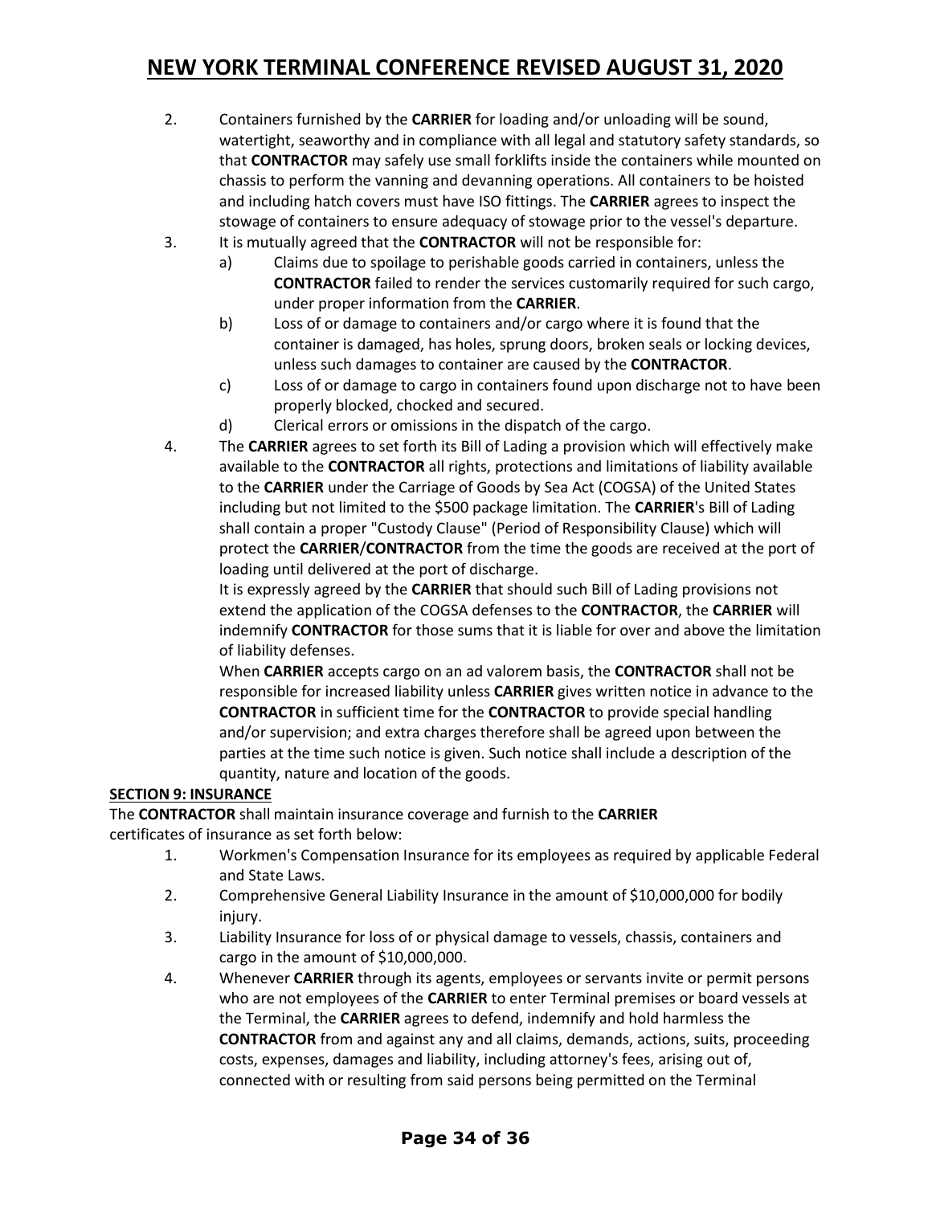2. Containers furnished by the **CARRIER** for loading and/or unloading will be sound, watertight, seaworthy and in compliance with all legal and statutory safety standards, so that **CONTRACTOR** may safely use small forklifts inside the containers while mounted on chassis to perform the vanning and devanning operations. All containers to be hoisted and including hatch covers must have ISO fittings. The **CARRIER** agrees to inspect the stowage of containers to ensure adequacy of stowage prior to the vessel's departure.

3. It is mutually agreed that the **CONTRACTOR** will not be responsible for:
   a) Claims due to spoilage to perishable goods carried in containers, unless the **CONTRACTOR** failed to render the services customarily required for such cargo, under proper information from the **CARRIER**.
   b) Loss of or damage to containers and/or cargo where it is found that the container is damaged, has holes, sprung doors, broken seals or locking devices, unless such damages to container are caused by the **CONTRACTOR**.
   c) Loss of or damage to cargo in containers found upon discharge not to have been properly blocked, chocked and secured.
   d) Clerical errors or omissions in the dispatch of the cargo.

4. The **CARRIER** agrees to set forth its Bill of Lading a provision which will effectively make available to the **CONTRACTOR** all rights, protections and limitations of liability available to the **CARRIER** under the Carriage of Goods by Sea Act (COGSA) of the United States including but not limited to the $500 package limitation. The **CARRIER**'s Bill of Lading shall contain a proper "Custody Clause" (Period of Responsibility Clause) which will protect the **CARRIER**/**CONTRACTOR** from the time the goods are received at the port of loading until delivered at the port of discharge.

   It is expressly agreed by the **CARRIER** that should such Bill of Lading provisions not extend the application of the COGSA defenses to the **CONTRACTOR**, the **CARRIER** will indemnify **CONTRACTOR** for those sums that it is liable for over and above the limitation of liability defenses.

   When **CARRIER** accepts cargo on an ad valorem basis, the **CONTRACTOR** shall not be responsible for increased liability unless **CARRIER** gives written notice in advance to the **CONTRACTOR** in sufficient time for the **CONTRACTOR** to provide special handling and/or supervision; and extra charges therefore shall be agreed upon between the parties at the time such notice is given. Such notice shall include a description of the quantity, nature and location of the goods.

## SECTION 9: INSURANCE

The **CONTRACTOR** shall maintain insurance coverage and furnish to the **CARRIER** certificates of insurance as set forth below:

1. Workmen's Compensation Insurance for its employees as required by applicable Federal and State Laws.
2. Comprehensive General Liability Insurance in the amount of $10,000,000 for bodily injury.
3. Liability Insurance for loss of or physical damage to vessels, chassis, containers and cargo in the amount of $10,000,000.
4. Whenever **CARRIER** through its agents, employees or servants invite or permit persons who are not employees of the **CARRIER** to enter Terminal premises or board vessels at the Terminal, the **CARRIER** agrees to defend, indemnify and hold harmless the **CONTRACTOR** from and against any and all claims, demands, actions, suits, proceeding costs, expenses, damages and liability, including attorney's fees, arising out of, connected with or resulting from said persons being permitted on the Terminal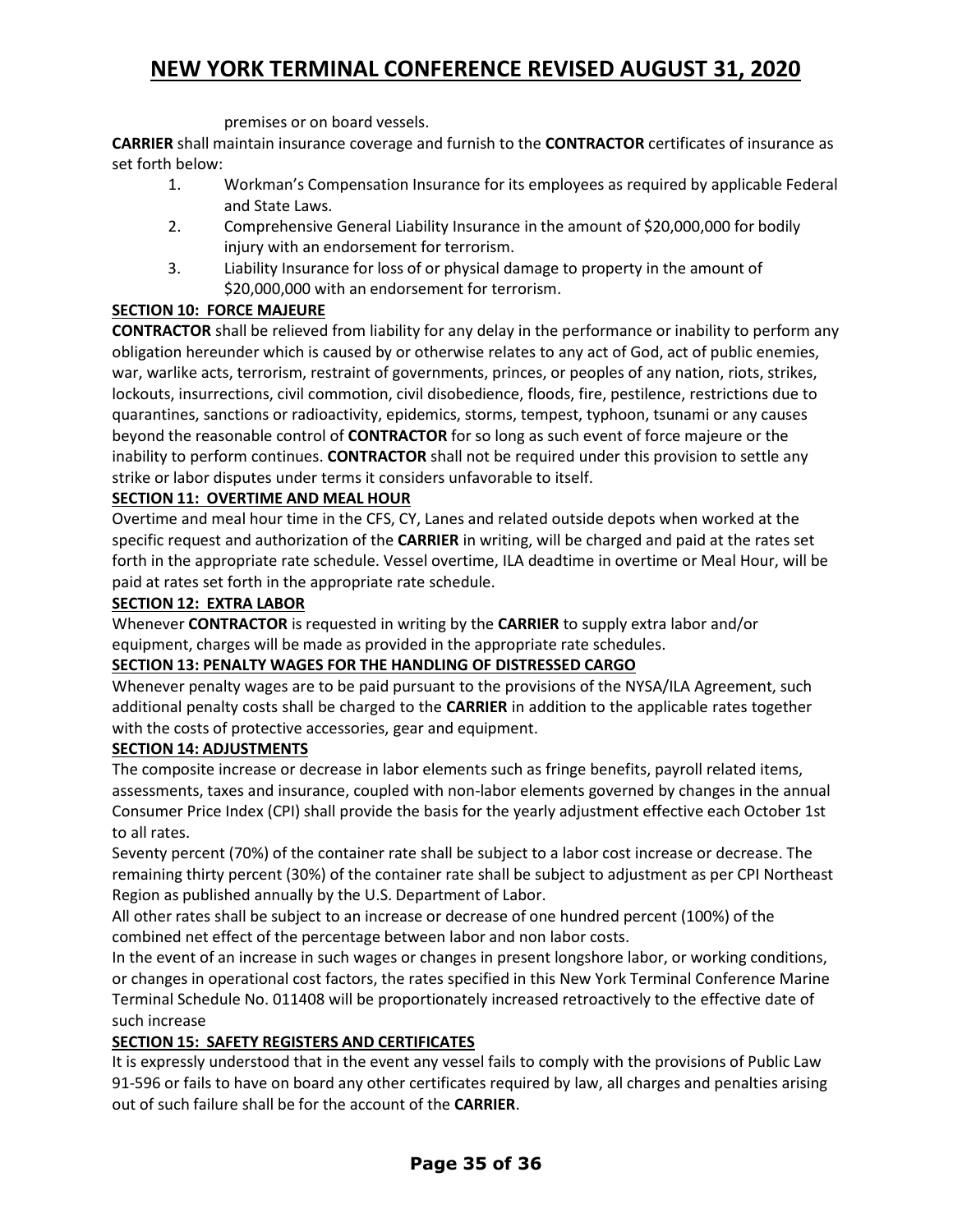premises or on board vessels.

**CARRIER** shall maintain insurance coverage and furnish to the **CONTRACTOR** certificates of insurance as set forth below:

1. Workman's Compensation Insurance for its employees as required by applicable Federal and State Laws.
2. Comprehensive General Liability Insurance in the amount of $20,000,000 for bodily injury with an endorsement for terrorism.
3. Liability Insurance for loss of or physical damage to property in the amount of $20,000,000 with an endorsement for terrorism.

**SECTION 10: FORCE MAJEURE**

**CONTRACTOR** shall be relieved from liability for any delay in the performance or inability to perform any obligation hereunder which is caused by or otherwise relates to any act of God, act of public enemies, war, warlike acts, terrorism, restraint of governments, princes, or peoples of any nation, riots, strikes, lockouts, insurrections, civil commotion, civil disobedience, floods, fire, pestilence, restrictions due to quarantines, sanctions or radioactivity, epidemics, storms, tempest, typhoon, tsunami or any causes beyond the reasonable control of **CONTRACTOR** for so long as such event of force majeure or the inability to perform continues. **CONTRACTOR** shall not be required under this provision to settle any strike or labor disputes under terms it considers unfavorable to itself.

**SECTION 11: OVERTIME AND MEAL HOUR**

Overtime and meal hour time in the CFS, CY, Lanes and related outside depots when worked at the specific request and authorization of the **CARRIER** in writing, will be charged and paid at the rates set forth in the appropriate rate schedule. Vessel overtime, ILA deadtime in overtime or Meal Hour, will be paid at rates set forth in the appropriate rate schedule.

**SECTION 12: EXTRA LABOR**

Whenever **CONTRACTOR** is requested in writing by the **CARRIER** to supply extra labor and/or equipment, charges will be made as provided in the appropriate rate schedules.

**SECTION 13: PENALTY WAGES FOR THE HANDLING OF DISTRESSED CARGO**

Whenever penalty wages are to be paid pursuant to the provisions of the NYSA/ILA Agreement, such additional penalty costs shall be charged to the **CARRIER** in addition to the applicable rates together with the costs of protective accessories, gear and equipment.

**SECTION 14: ADJUSTMENTS**

The composite increase or decrease in labor elements such as fringe benefits, payroll related items, assessments, taxes and insurance, coupled with non-labor elements governed by changes in the annual Consumer Price Index (CPI) shall provide the basis for the yearly adjustment effective each October 1st to all rates.

Seventy percent (70%) of the container rate shall be subject to a labor cost increase or decrease. The remaining thirty percent (30%) of the container rate shall be subject to adjustment as per CPI Northeast Region as published annually by the U.S. Department of Labor.

All other rates shall be subject to an increase or decrease of one hundred percent (100%) of the combined net effect of the percentage between labor and non labor costs.

In the event of an increase in such wages or changes in present longshore labor, or working conditions, or changes in operational cost factors, the rates specified in this New York Terminal Conference Marine Terminal Schedule No. 011408 will be proportionately increased retroactively to the effective date of such increase

**SECTION 15: SAFETY REGISTERS AND CERTIFICATES**

It is expressly understood that in the event any vessel fails to comply with the provisions of Public Law 91-596 or fails to have on board any other certificates required by law, all charges and penalties arising out of such failure shall be for the account of the **CARRIER**.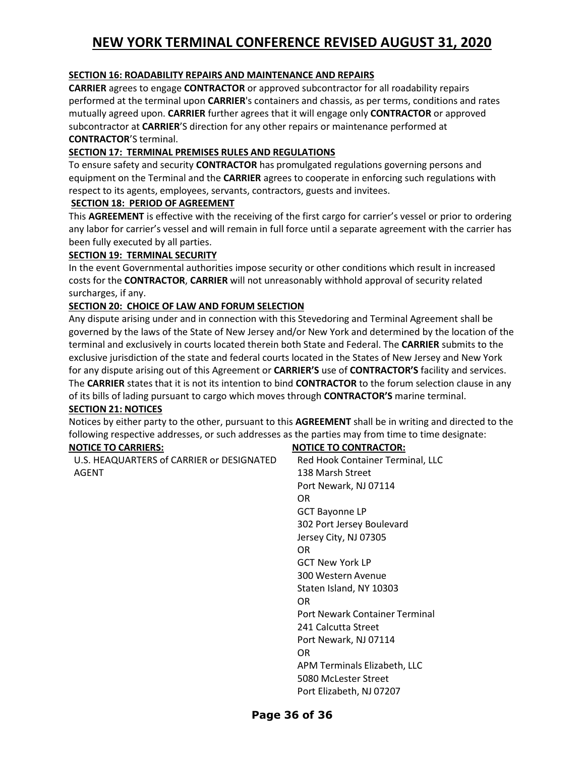**SECTION 16: ROADABILITY REPAIRS AND MAINTENANCE AND REPAIRS**

**CARRIER** agrees to engage **CONTRACTOR** or approved subcontractor for all roadability repairs performed at the terminal upon **CARRIER**'s containers and chassis, as per terms, conditions and rates mutually agreed upon. **CARRIER** further agrees that it will engage only **CONTRACTOR** or approved subcontractor at **CARRIER**'S direction for any other repairs or maintenance performed at **CONTRACTOR**'S terminal.

**SECTION 17: TERMINAL PREMISES RULES AND REGULATIONS**

To ensure safety and security **CONTRACTOR** has promulgated regulations governing persons and equipment on the Terminal and the **CARRIER** agrees to cooperate in enforcing such regulations with respect to its agents, employees, servants, contractors, guests and invitees.

**SECTION 18: PERIOD OF AGREEMENT**

This **AGREEMENT** is effective with the receiving of the first cargo for carrier's vessel or prior to ordering any labor for carrier's vessel and will remain in full force until a separate agreement with the carrier has been fully executed by all parties.

**SECTION 19: TERMINAL SECURITY**

In the event Governmental authorities impose security or other conditions which result in increased costs for the **CONTRACTOR**, **CARRIER** will not unreasonably withhold approval of security related surcharges, if any.

**SECTION 20: CHOICE OF LAW AND FORUM SELECTION**

Any dispute arising under and in connection with this Stevedoring and Terminal Agreement shall be governed by the laws of the State of New Jersey and/or New York and determined by the location of the terminal and exclusively in courts located therein both State and Federal. The **CARRIER** submits to the exclusive jurisdiction of the state and federal courts located in the States of New Jersey and New York for any dispute arising out of this Agreement or **CARRIER'S** use of **CONTRACTOR'S** facility and services. The **CARRIER** states that it is not its intention to bind **CONTRACTOR** to the forum selection clause in any of its bills of lading pursuant to cargo which moves through **CONTRACTOR'S** marine terminal.

**SECTION 21: NOTICES**

Notices by either party to the other, pursuant to this **AGREEMENT** shall be in writing and directed to the following respective addresses, or such addresses as the parties may from time to time designate:

**NOTICE TO CARRIERS:**

U.S. HEAQUARTERS of CARRIER or DESIGNATED AGENT

**NOTICE TO CONTRACTOR:**

Red Hook Container Terminal, LLC
138 Marsh Street
Port Newark, NJ 07114

OR

GCT Bayonne LP
302 Port Jersey Boulevard
Jersey City, NJ 07305

OR

GCT New York LP
300 Western Avenue
Staten Island, NY 10303

OR

Port Newark Container Terminal
241 Calcutta Street
Port Newark, NJ 07114

OR

APM Terminals Elizabeth, LLC
5080 McLester Street
Port Elizabeth, NJ 07207